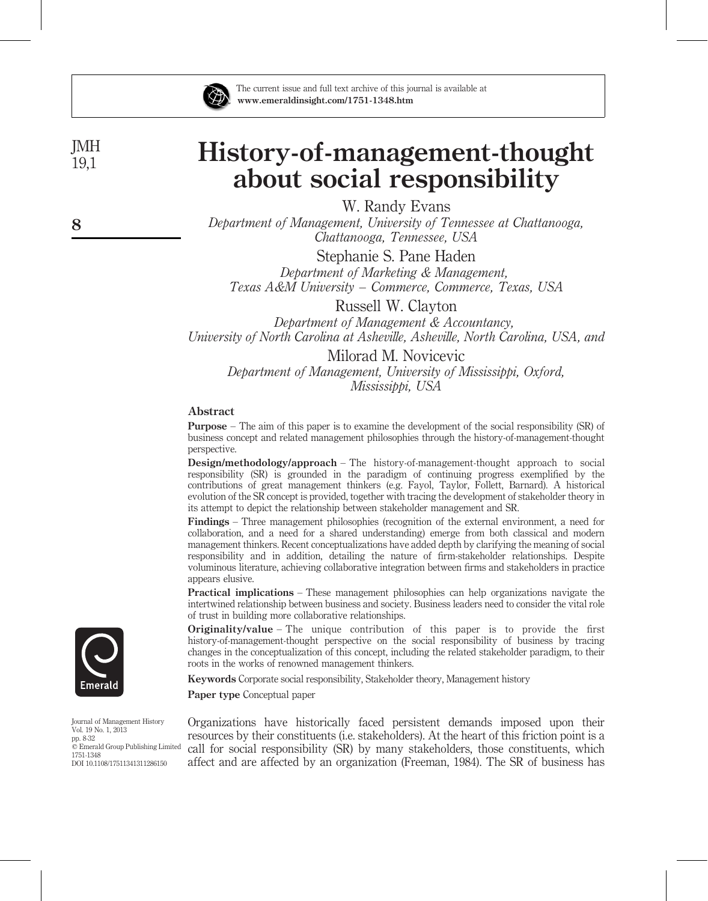The current issue and full text archive of this journal is available at
**www.emeraldinsight.com/1751-1348.htm**

# History-of-management-thought about social responsibility

W. Randy Evans
*Department of Management, University of Tennessee at Chattanooga, Chattanooga, Tennessee, USA*

Stephanie S. Pane Haden
*Department of Marketing & Management, Texas A&M University – Commerce, Commerce, Texas, USA*

Russell W. Clayton
*Department of Management & Accountancy, University of North Carolina at Asheville, Asheville, North Carolina, USA, and*

Milorad M. Novicevic
*Department of Management, University of Mississippi, Oxford, Mississippi, USA*

## Abstract

**Purpose** – The aim of this paper is to examine the development of the social responsibility (SR) of business concept and related management philosophies through the history-of-management-thought perspective.

**Design/methodology/approach** – The history-of-management-thought approach to social responsibility (SR) is grounded in the paradigm of continuing progress exemplified by the contributions of great management thinkers (e.g. Fayol, Taylor, Follett, Barnard). A historical evolution of the SR concept is provided, together with tracing the development of stakeholder theory in its attempt to depict the relationship between stakeholder management and SR.

**Findings** – Three management philosophies (recognition of the external environment, a need for collaboration, and a need for a shared understanding) emerge from both classical and modern management thinkers. Recent conceptualizations have added depth by clarifying the meaning of social responsibility and in addition, detailing the nature of firm-stakeholder relationships. Despite voluminous literature, achieving collaborative integration between firms and stakeholders in practice appears elusive.

**Practical implications** – These management philosophies can help organizations navigate the intertwined relationship between business and society. Business leaders need to consider the vital role of trust in building more collaborative relationships.

**Originality/value** – The unique contribution of this paper is to provide the first history-of-management-thought perspective on the social responsibility of business by tracing changes in the conceptualization of this concept, including the related stakeholder paradigm, to their roots in the works of renowned management thinkers.

**Keywords** Corporate social responsibility, Stakeholder theory, Management history

**Paper type** Conceptual paper

Journal of Management History
Vol. 19 No. 1, 2013
pp. 8-32
© Emerald Group Publishing Limited
1751-1348
DOI 10.1108/17511341311286150

Organizations have historically faced persistent demands imposed upon their resources by their constituents (i.e. stakeholders). At the heart of this friction point is a call for social responsibility (SR) by many stakeholders, those constituents, which affect and are affected by an organization (Freeman, 1984). The SR of business has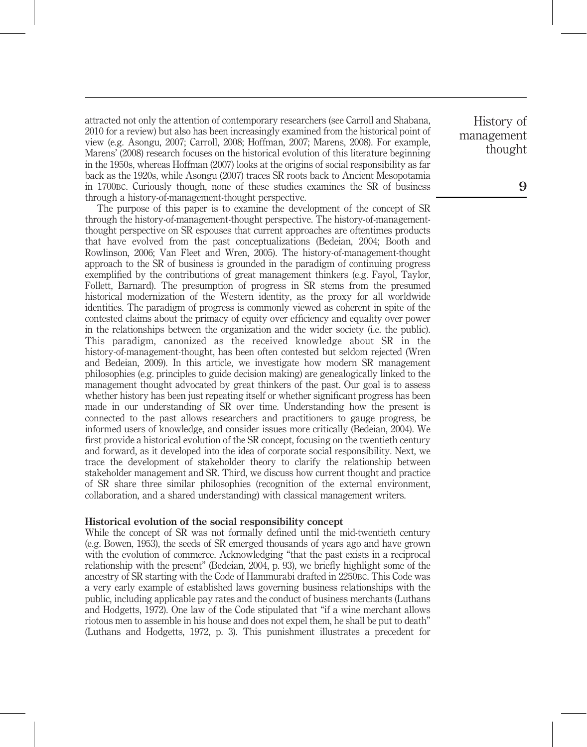attracted not only the attention of contemporary researchers (see Carroll and Shabana, 2010 for a review) but also has been increasingly examined from the historical point of view (e.g. Asongu, 2007; Carroll, 2008; Hoffman, 2007; Marens, 2008). For example, Marens' (2008) research focuses on the historical evolution of this literature beginning in the 1950s, whereas Hoffman (2007) looks at the origins of social responsibility as far back as the 1920s, while Asongu (2007) traces SR roots back to Ancient Mesopotamia in 1700BC. Curiously though, none of these studies examines the SR of business through a history-of-management-thought perspective.

The purpose of this paper is to examine the development of the concept of SR through the history-of-management-thought perspective. The history-of-management-thought perspective on SR espouses that current approaches are oftentimes products that have evolved from the past conceptualizations (Bedeian, 2004; Booth and Rowlinson, 2006; Van Fleet and Wren, 2005). The history-of-management-thought approach to the SR of business is grounded in the paradigm of continuing progress exemplified by the contributions of great management thinkers (e.g. Fayol, Taylor, Follett, Barnard). The presumption of progress in SR stems from the presumed historical modernization of the Western identity, as the proxy for all worldwide identities. The paradigm of progress is commonly viewed as coherent in spite of the contested claims about the primacy of equity over efficiency and equality over power in the relationships between the organization and the wider society (i.e. the public). This paradigm, canonized as the received knowledge about SR in the history-of-management-thought, has been often contested but seldom rejected (Wren and Bedeian, 2009). In this article, we investigate how modern SR management philosophies (e.g. principles to guide decision making) are genealogically linked to the management thought advocated by great thinkers of the past. Our goal is to assess whether history has been just repeating itself or whether significant progress has been made in our understanding of SR over time. Understanding how the present is connected to the past allows researchers and practitioners to gauge progress, be informed users of knowledge, and consider issues more critically (Bedeian, 2004). We first provide a historical evolution of the SR concept, focusing on the twentieth century and forward, as it developed into the idea of corporate social responsibility. Next, we trace the development of stakeholder theory to clarify the relationship between stakeholder management and SR. Third, we discuss how current thought and practice of SR share three similar philosophies (recognition of the external environment, collaboration, and a shared understanding) with classical management writers.

## Historical evolution of the social responsibility concept

While the concept of SR was not formally defined until the mid-twentieth century (e.g. Bowen, 1953), the seeds of SR emerged thousands of years ago and have grown with the evolution of commerce. Acknowledging "that the past exists in a reciprocal relationship with the present" (Bedeian, 2004, p. 93), we briefly highlight some of the ancestry of SR starting with the Code of Hammurabi drafted in 2250BC. This Code was a very early example of established laws governing business relationships with the public, including applicable pay rates and the conduct of business merchants (Luthans and Hodgetts, 1972). One law of the Code stipulated that "if a wine merchant allows riotous men to assemble in his house and does not expel them, he shall be put to death" (Luthans and Hodgetts, 1972, p. 3). This punishment illustrates a precedent for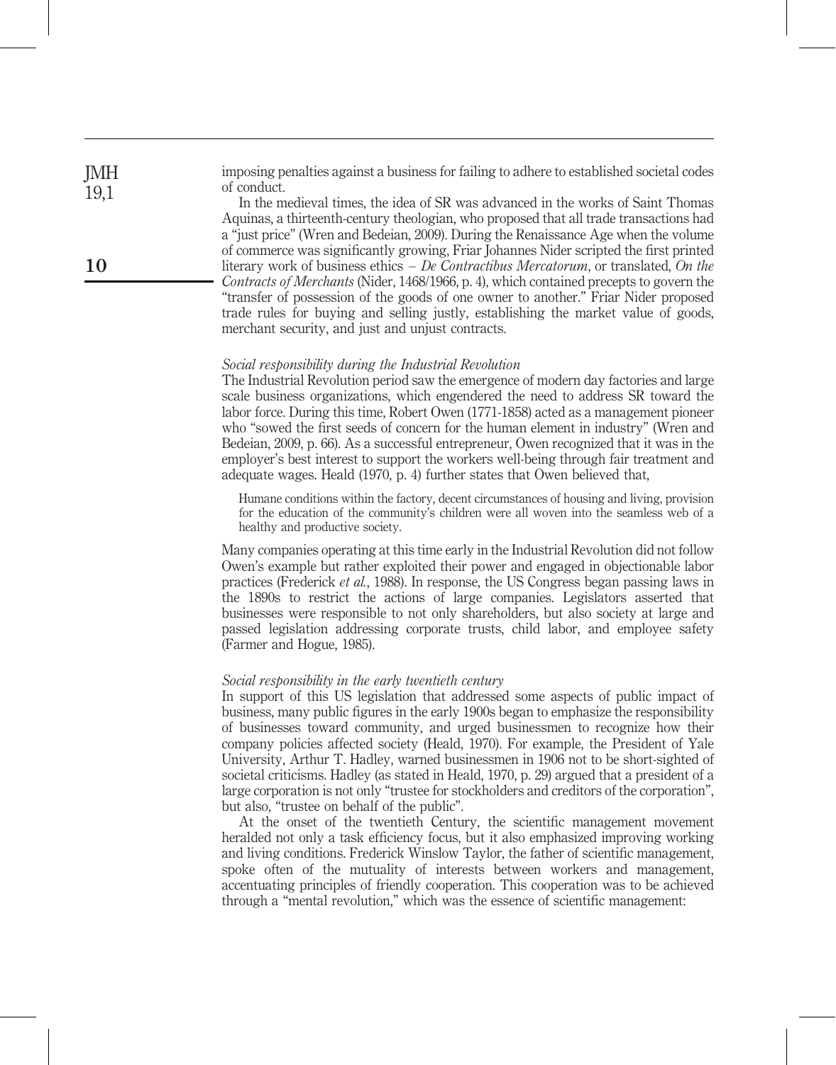imposing penalties against a business for failing to adhere to established societal codes of conduct.

In the medieval times, the idea of SR was advanced in the works of Saint Thomas Aquinas, a thirteenth-century theologian, who proposed that all trade transactions had a "just price" (Wren and Bedeian, 2009). During the Renaissance Age when the volume of commerce was significantly growing, Friar Johannes Nider scripted the first printed literary work of business ethics – *De Contractibus Mercatorum*, or translated, *On the Contracts of Merchants* (Nider, 1468/1966, p. 4), which contained precepts to govern the "transfer of possession of the goods of one owner to another." Friar Nider proposed trade rules for buying and selling justly, establishing the market value of goods, merchant security, and just and unjust contracts.

### *Social responsibility during the Industrial Revolution*

The Industrial Revolution period saw the emergence of modern day factories and large scale business organizations, which engendered the need to address SR toward the labor force. During this time, Robert Owen (1771-1858) acted as a management pioneer who "sowed the first seeds of concern for the human element in industry" (Wren and Bedeian, 2009, p. 66). As a successful entrepreneur, Owen recognized that it was in the employer's best interest to support the workers well-being through fair treatment and adequate wages. Heald (1970, p. 4) further states that Owen believed that,

> Humane conditions within the factory, decent circumstances of housing and living, provision for the education of the community's children were all woven into the seamless web of a healthy and productive society.

Many companies operating at this time early in the Industrial Revolution did not follow Owen's example but rather exploited their power and engaged in objectionable labor practices (Frederick *et al.*, 1988). In response, the US Congress began passing laws in the 1890s to restrict the actions of large companies. Legislators asserted that businesses were responsible to not only shareholders, but also society at large and passed legislation addressing corporate trusts, child labor, and employee safety (Farmer and Hogue, 1985).

### *Social responsibility in the early twentieth century*

In support of this US legislation that addressed some aspects of public impact of business, many public figures in the early 1900s began to emphasize the responsibility of businesses toward community, and urged businessmen to recognize how their company policies affected society (Heald, 1970). For example, the President of Yale University, Arthur T. Hadley, warned businessmen in 1906 not to be short-sighted of societal criticisms. Hadley (as stated in Heald, 1970, p. 29) argued that a president of a large corporation is not only "trustee for stockholders and creditors of the corporation", but also, "trustee on behalf of the public".

At the onset of the twentieth Century, the scientific management movement heralded not only a task efficiency focus, but it also emphasized improving working and living conditions. Frederick Winslow Taylor, the father of scientific management, spoke often of the mutuality of interests between workers and management, accentuating principles of friendly cooperation. This cooperation was to be achieved through a "mental revolution," which was the essence of scientific management: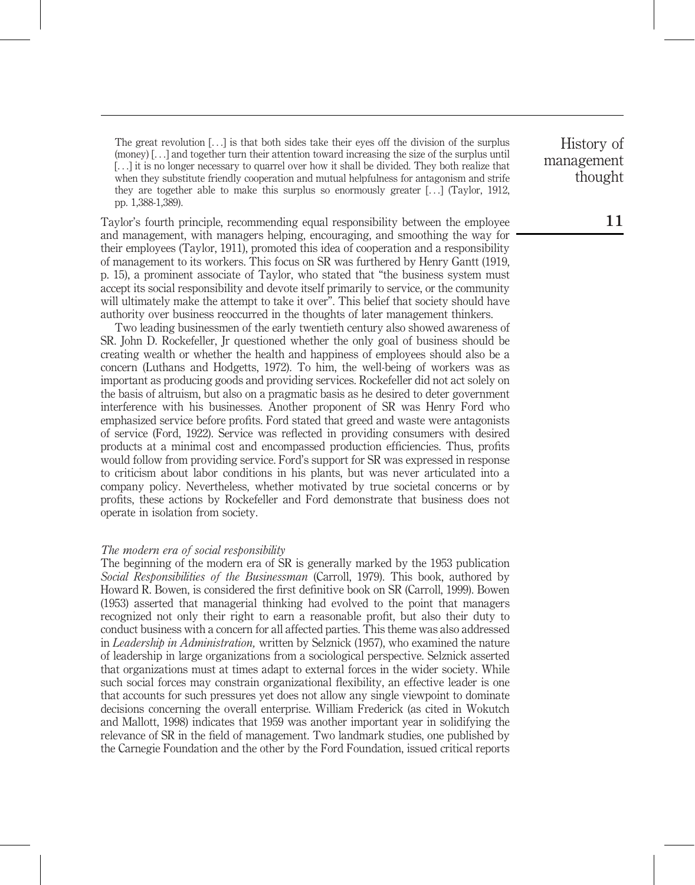> The great revolution [...] is that both sides take their eyes off the division of the surplus (money) [...] and together turn their attention toward increasing the size of the surplus until [...] it is no longer necessary to quarrel over how it shall be divided. They both realize that when they substitute friendly cooperation and mutual helpfulness for antagonism and strife they are together able to make this surplus so enormously greater [...] (Taylor, 1912, pp. 1,388-1,389).

Taylor's fourth principle, recommending equal responsibility between the employee and management, with managers helping, encouraging, and smoothing the way for their employees (Taylor, 1911), promoted this idea of cooperation and a responsibility of management to its workers. This focus on SR was furthered by Henry Gantt (1919, p. 15), a prominent associate of Taylor, who stated that "the business system must accept its social responsibility and devote itself primarily to service, or the community will ultimately make the attempt to take it over". This belief that society should have authority over business reoccurred in the thoughts of later management thinkers.

Two leading businessmen of the early twentieth century also showed awareness of SR. John D. Rockefeller, Jr questioned whether the only goal of business should be creating wealth or whether the health and happiness of employees should also be a concern (Luthans and Hodgetts, 1972). To him, the well-being of workers was as important as producing goods and providing services. Rockefeller did not act solely on the basis of altruism, but also on a pragmatic basis as he desired to deter government interference with his businesses. Another proponent of SR was Henry Ford who emphasized service before profits. Ford stated that greed and waste were antagonists of service (Ford, 1922). Service was reflected in providing consumers with desired products at a minimal cost and encompassed production efficiencies. Thus, profits would follow from providing service. Ford's support for SR was expressed in response to criticism about labor conditions in his plants, but was never articulated into a company policy. Nevertheless, whether motivated by true societal concerns or by profits, these actions by Rockefeller and Ford demonstrate that business does not operate in isolation from society.

*The modern era of social responsibility*

The beginning of the modern era of SR is generally marked by the 1953 publication *Social Responsibilities of the Businessman* (Carroll, 1979). This book, authored by Howard R. Bowen, is considered the first definitive book on SR (Carroll, 1999). Bowen (1953) asserted that managerial thinking had evolved to the point that managers recognized not only their right to earn a reasonable profit, but also their duty to conduct business with a concern for all affected parties. This theme was also addressed in *Leadership in Administration,* written by Selznick (1957), who examined the nature of leadership in large organizations from a sociological perspective. Selznick asserted that organizations must at times adapt to external forces in the wider society. While such social forces may constrain organizational flexibility, an effective leader is one that accounts for such pressures yet does not allow any single viewpoint to dominate decisions concerning the overall enterprise. William Frederick (as cited in Wokutch and Mallott, 1998) indicates that 1959 was another important year in solidifying the relevance of SR in the field of management. Two landmark studies, one published by the Carnegie Foundation and the other by the Ford Foundation, issued critical reports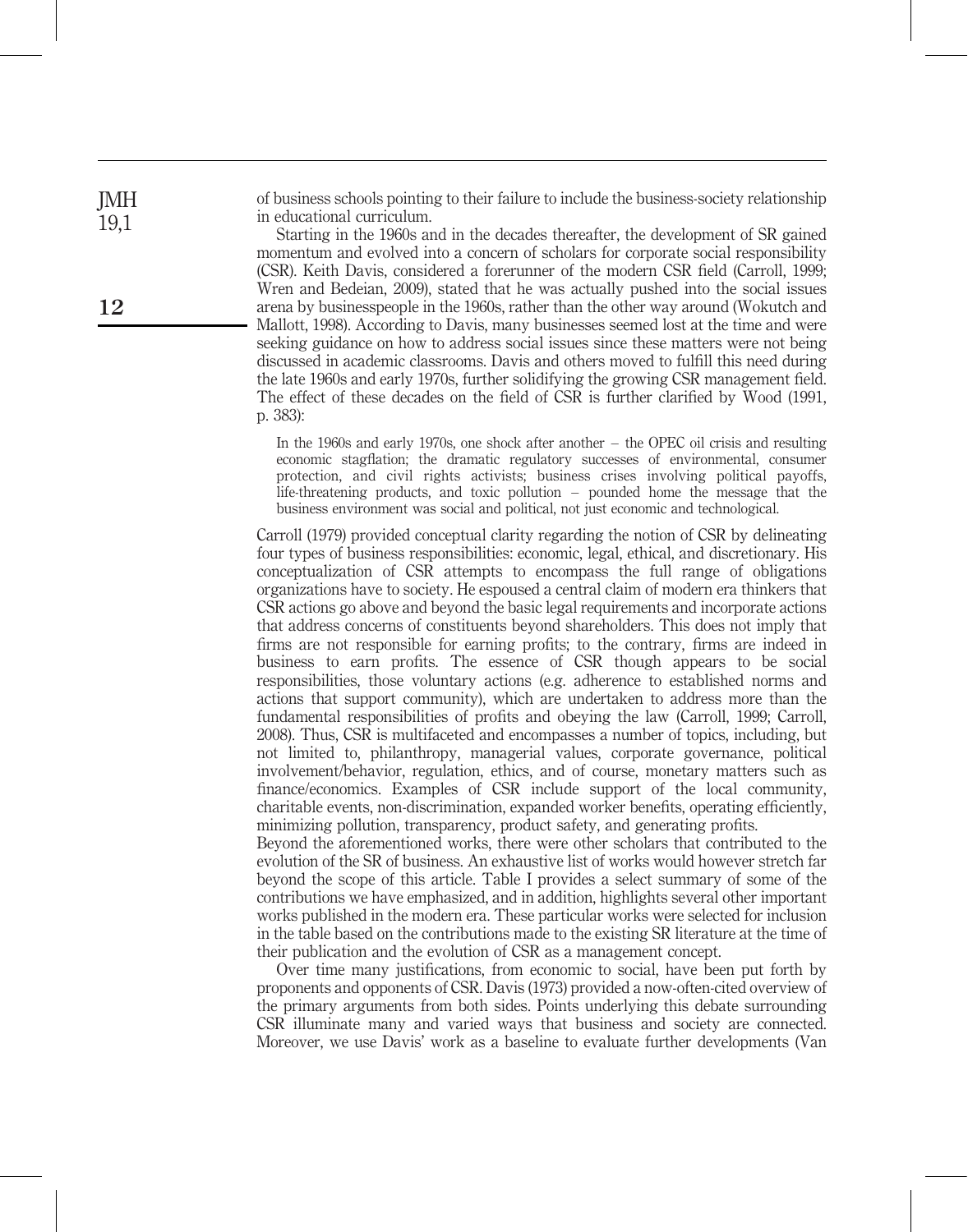of business schools pointing to their failure to include the business-society relationship in educational curriculum.

Starting in the 1960s and in the decades thereafter, the development of SR gained momentum and evolved into a concern of scholars for corporate social responsibility (CSR). Keith Davis, considered a forerunner of the modern CSR field (Carroll, 1999; Wren and Bedeian, 2009), stated that he was actually pushed into the social issues arena by businesspeople in the 1960s, rather than the other way around (Wokutch and Mallott, 1998). According to Davis, many businesses seemed lost at the time and were seeking guidance on how to address social issues since these matters were not being discussed in academic classrooms. Davis and others moved to fulfill this need during the late 1960s and early 1970s, further solidifying the growing CSR management field. The effect of these decades on the field of CSR is further clarified by Wood (1991, p. 383):

> In the 1960s and early 1970s, one shock after another – the OPEC oil crisis and resulting economic stagflation; the dramatic regulatory successes of environmental, consumer protection, and civil rights activists; business crises involving political payoffs, life-threatening products, and toxic pollution – pounded home the message that the business environment was social and political, not just economic and technological.

Carroll (1979) provided conceptual clarity regarding the notion of CSR by delineating four types of business responsibilities: economic, legal, ethical, and discretionary. His conceptualization of CSR attempts to encompass the full range of obligations organizations have to society. He espoused a central claim of modern era thinkers that CSR actions go above and beyond the basic legal requirements and incorporate actions that address concerns of constituents beyond shareholders. This does not imply that firms are not responsible for earning profits; to the contrary, firms are indeed in business to earn profits. The essence of CSR though appears to be social responsibilities, those voluntary actions (e.g. adherence to established norms and actions that support community), which are undertaken to address more than the fundamental responsibilities of profits and obeying the law (Carroll, 1999; Carroll, 2008). Thus, CSR is multifaceted and encompasses a number of topics, including, but not limited to, philanthropy, managerial values, corporate governance, political involvement/behavior, regulation, ethics, and of course, monetary matters such as finance/economics. Examples of CSR include support of the local community, charitable events, non-discrimination, expanded worker benefits, operating efficiently, minimizing pollution, transparency, product safety, and generating profits.

Beyond the aforementioned works, there were other scholars that contributed to the evolution of the SR of business. An exhaustive list of works would however stretch far beyond the scope of this article. Table I provides a select summary of some of the contributions we have emphasized, and in addition, highlights several other important works published in the modern era. These particular works were selected for inclusion in the table based on the contributions made to the existing SR literature at the time of their publication and the evolution of CSR as a management concept.

Over time many justifications, from economic to social, have been put forth by proponents and opponents of CSR. Davis (1973) provided a now-often-cited overview of the primary arguments from both sides. Points underlying this debate surrounding CSR illuminate many and varied ways that business and society are connected. Moreover, we use Davis' work as a baseline to evaluate further developments (Van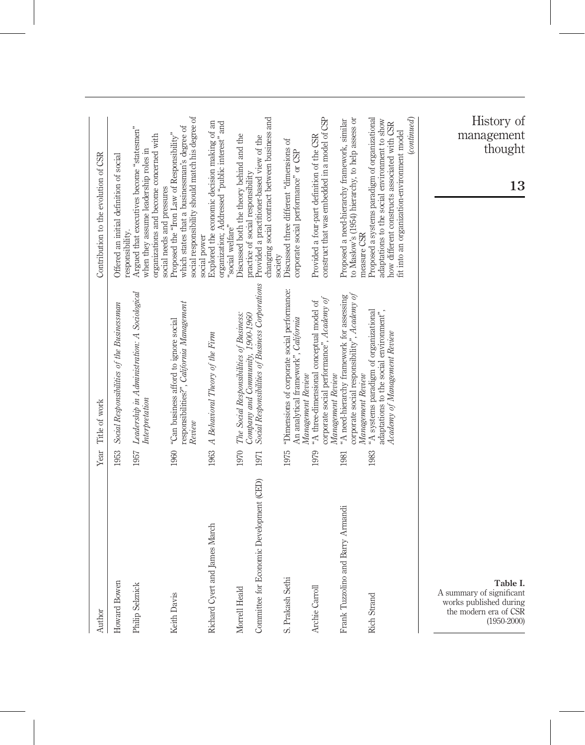**Table I.** A summary of significant works published during the modern era of CSR (1950-2000)

| Author | Year | Title of work | Contribution to the evolution of CSR |
|---|---|---|---|
| Howard Bowen | 1953 | *Social Responsibilities of the Businessman* | Offered an initial definition of social responsibility. |
| Philip Selznick | 1957 | *Leadership in Administration: A Sociological Interpretation* | Argued that executives become "statesmen" when they assume leadership roles in organizations and become concerned with social needs and pressures |
| Keith Davis | 1960 | "Can business afford to ignore social responsibilities?", *California Management Review* | Proposed the "Iron Law of Responsibility" which states that a businessman's degree of social responsibility should match his degree of social power |
| Richard Cyert and James March | 1963 | *A Behavioral Theory of the Firm* | Explored the economic decision making of an organization; Addressed "public interest" and "social welfare" |
| Morrell Heald | 1970 | *The Social Responsibilities of Business: Company and Community, 1900-1960* | Discussed both the theory behind and the practice of social responsibility |
| Committee for Economic Development (CED) | 1971 | *Social Responsibilities of Business Corporations* | Provided a practitioner-based view of the changing social contract between business and society |
| S. Prakash Sethi | 1975 | "Dimensions of corporate social performance: An analytical framework", *California Management Review* | Discussed three different "dimensions of corporate social performance" or CSP |
| Archie Carroll | 1979 | "A three-dimensional conceptual model of corporate social performance", *Academy of Management Review* | Provided a four-part definition of the CSR construct that was embedded in a model of CSP |
| Frank Tuzzolino and Barry Armandi | 1981 | "A need-hierarchy framework for assessing corporate social responsibility", *Academy of Management Review* | Proposed a need-hierarchy framework, similar to Maslow's (1954) hierarchy, to help assess or measure CSR |
| Rich Strand | 1983 | "A systems paradigm of organizational adaptations to the social environment", *Academy of Management Review* | Proposed a systems paradigm of organizational adaptations to the social environment to show how different constructs associated with CSR fit into an organization-environment model |

(*continued*)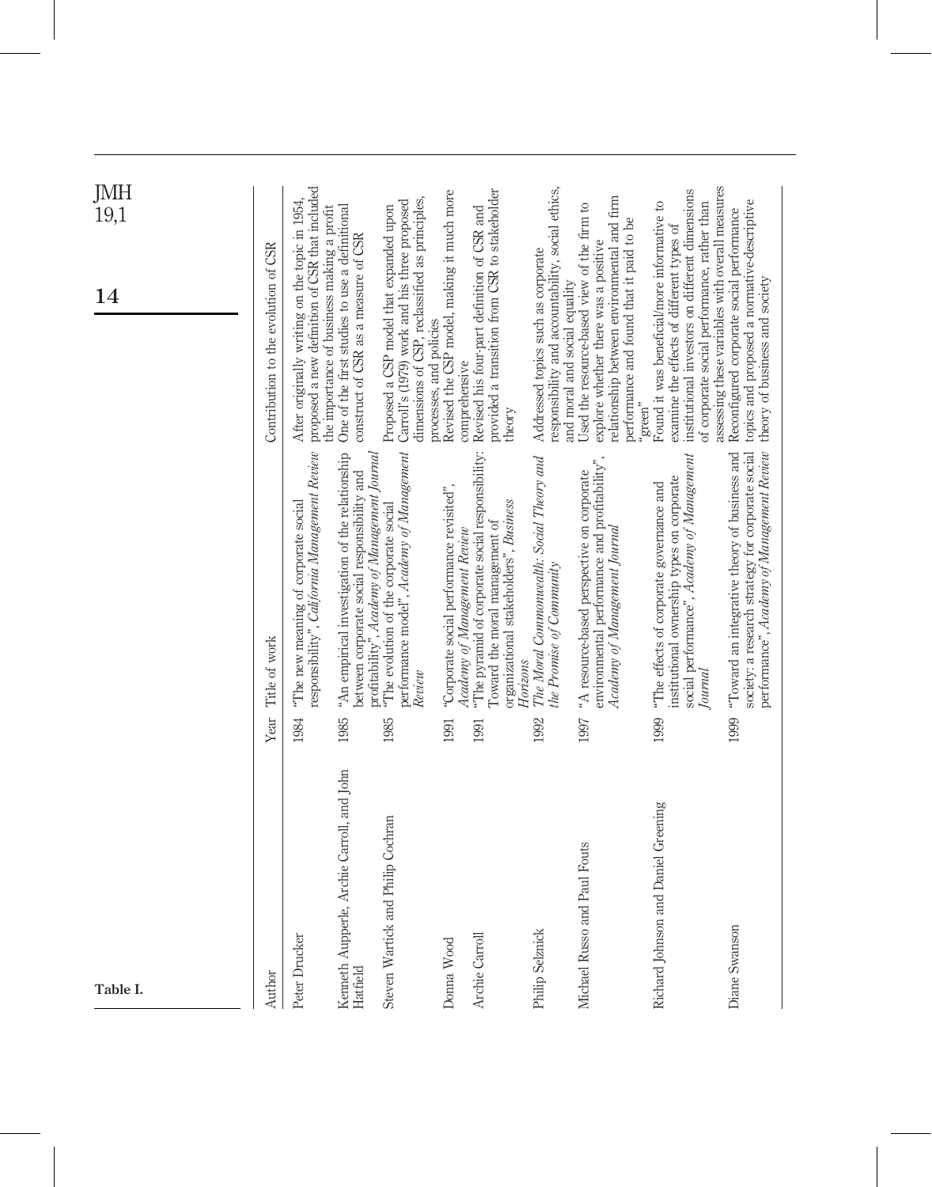**Table I.**

| Author | Year | Title of work | Contribution to the evolution of CSR |
|---|---|---|---|
| Peter Drucker | 1984 | "The new meaning of corporate social responsibility", *California Management Review* | After originally writing on the topic in 1954, proposed a new definition of CSR that included the importance of business making a profit |
| Kenneth Aupperle, Archie Carroll, and John Hatfield | 1985 | "An empirical investigation of the relationship between corporate social responsibility and profitability", *Academy of Management Journal* | One of the first studies to use a definitional construct of CSR as a measure of CSR |
| Steven Wartick and Philip Cochran | 1985 | "The evolution of the corporate social performance model", *Academy of Management Review* | Proposed a CSP model that expanded upon Carroll's (1979) work and his three proposed dimensions of CSP, reclassified as principles, processes, and policies |
| Donna Wood | 1991 | "Corporate social performance revisited", *Academy of Management Review* | Revised the CSP model, making it much more comprehensive |
| Archie Carroll | 1991 | "The pyramid of corporate social responsibility: Toward the moral management of organizational stakeholders", *Business Horizons* | Revised his four-part definition of CSR and provided a transition from CSR to stakeholder theory |
| Philip Selznick | 1992 | *The Moral Commonwealth: Social Theory and the Promise of Community* | Addressed topics such as corporate responsibility and accountability, social ethics, and moral and social equality |
| Michael Russo and Paul Fouts | 1997 | "A resource-based perspective on corporate environmental performance and profitability", *Academy of Management Journal* | Used the resource-based view of the firm to explore whether there was a positive relationship between environmental and firm performance and found that it paid to be "green" |
| Richard Johnson and Daniel Greening | 1999 | "The effects of corporate governance and institutional ownership types on corporate social performance", *Academy of Management Journal* | Found it was beneficial/more informative to examine the effects of different types of institutional investors on different dimensions of corporate social performance, rather than assessing these variables with overall measures |
| Diane Swanson | 1999 | "Toward an integrative theory of business and society: a research strategy for corporate social performance", *Academy of Management Review* | Reconfigured corporate social performance topics and proposed a normative-descriptive theory of business and society |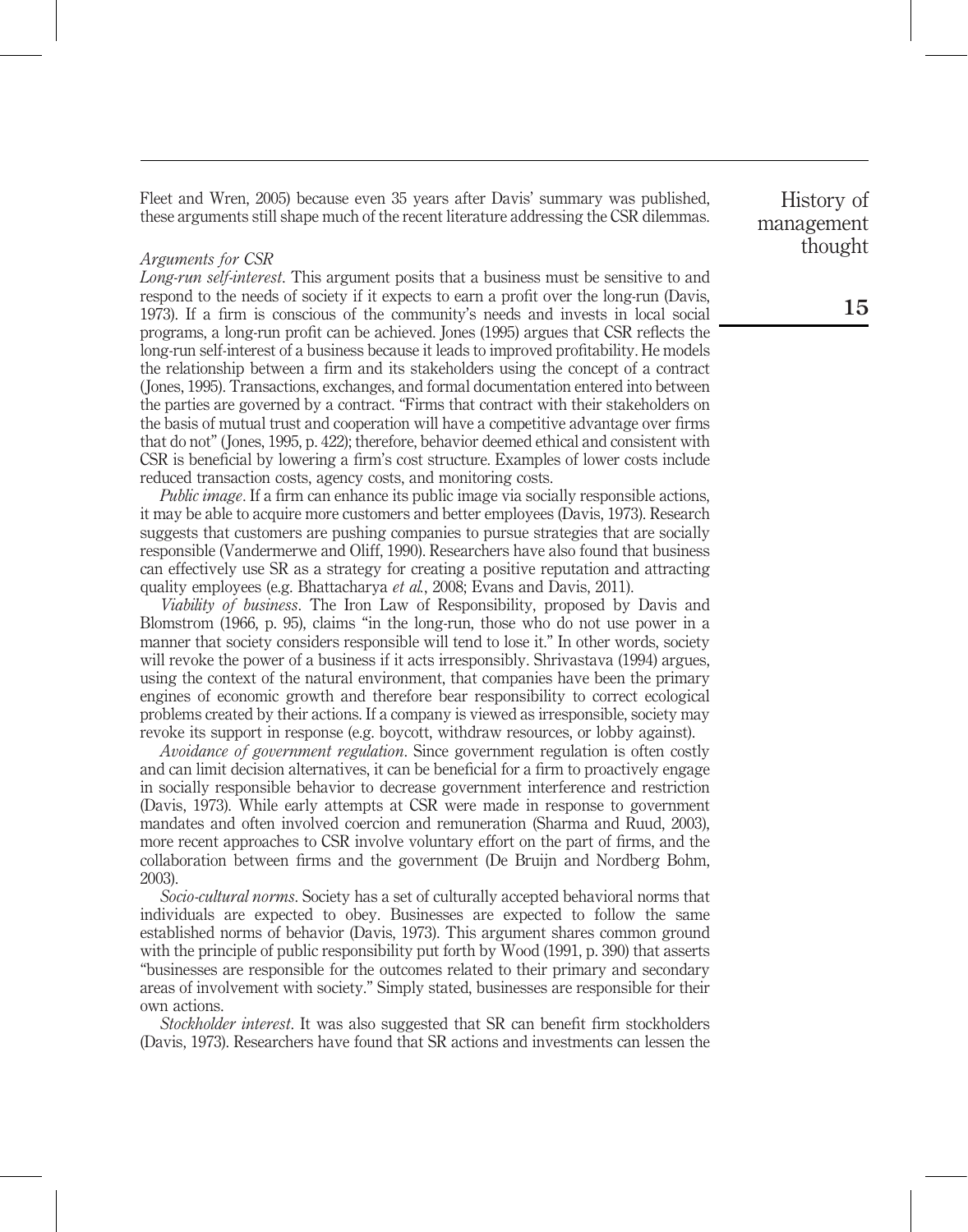Fleet and Wren, 2005) because even 35 years after Davis' summary was published, these arguments still shape much of the recent literature addressing the CSR dilemmas.

### *Arguments for CSR*

*Long-run self-interest*. This argument posits that a business must be sensitive to and respond to the needs of society if it expects to earn a profit over the long-run (Davis, 1973). If a firm is conscious of the community's needs and invests in local social programs, a long-run profit can be achieved. Jones (1995) argues that CSR reflects the long-run self-interest of a business because it leads to improved profitability. He models the relationship between a firm and its stakeholders using the concept of a contract (Jones, 1995). Transactions, exchanges, and formal documentation entered into between the parties are governed by a contract. "Firms that contract with their stakeholders on the basis of mutual trust and cooperation will have a competitive advantage over firms that do not" (Jones, 1995, p. 422); therefore, behavior deemed ethical and consistent with CSR is beneficial by lowering a firm's cost structure. Examples of lower costs include reduced transaction costs, agency costs, and monitoring costs.

*Public image*. If a firm can enhance its public image via socially responsible actions, it may be able to acquire more customers and better employees (Davis, 1973). Research suggests that customers are pushing companies to pursue strategies that are socially responsible (Vandermerwe and Oliff, 1990). Researchers have also found that business can effectively use SR as a strategy for creating a positive reputation and attracting quality employees (e.g. Bhattacharya *et al.*, 2008; Evans and Davis, 2011).

*Viability of business*. The Iron Law of Responsibility, proposed by Davis and Blomstrom (1966, p. 95), claims "in the long-run, those who do not use power in a manner that society considers responsible will tend to lose it." In other words, society will revoke the power of a business if it acts irresponsibly. Shrivastava (1994) argues, using the context of the natural environment, that companies have been the primary engines of economic growth and therefore bear responsibility to correct ecological problems created by their actions. If a company is viewed as irresponsible, society may revoke its support in response (e.g. boycott, withdraw resources, or lobby against).

*Avoidance of government regulation*. Since government regulation is often costly and can limit decision alternatives, it can be beneficial for a firm to proactively engage in socially responsible behavior to decrease government interference and restriction (Davis, 1973). While early attempts at CSR were made in response to government mandates and often involved coercion and remuneration (Sharma and Ruud, 2003), more recent approaches to CSR involve voluntary effort on the part of firms, and the collaboration between firms and the government (De Bruijn and Nordberg Bohm, 2003).

*Socio-cultural norms*. Society has a set of culturally accepted behavioral norms that individuals are expected to obey. Businesses are expected to follow the same established norms of behavior (Davis, 1973). This argument shares common ground with the principle of public responsibility put forth by Wood (1991, p. 390) that asserts "businesses are responsible for the outcomes related to their primary and secondary areas of involvement with society." Simply stated, businesses are responsible for their own actions.

*Stockholder interest*. It was also suggested that SR can benefit firm stockholders (Davis, 1973). Researchers have found that SR actions and investments can lessen the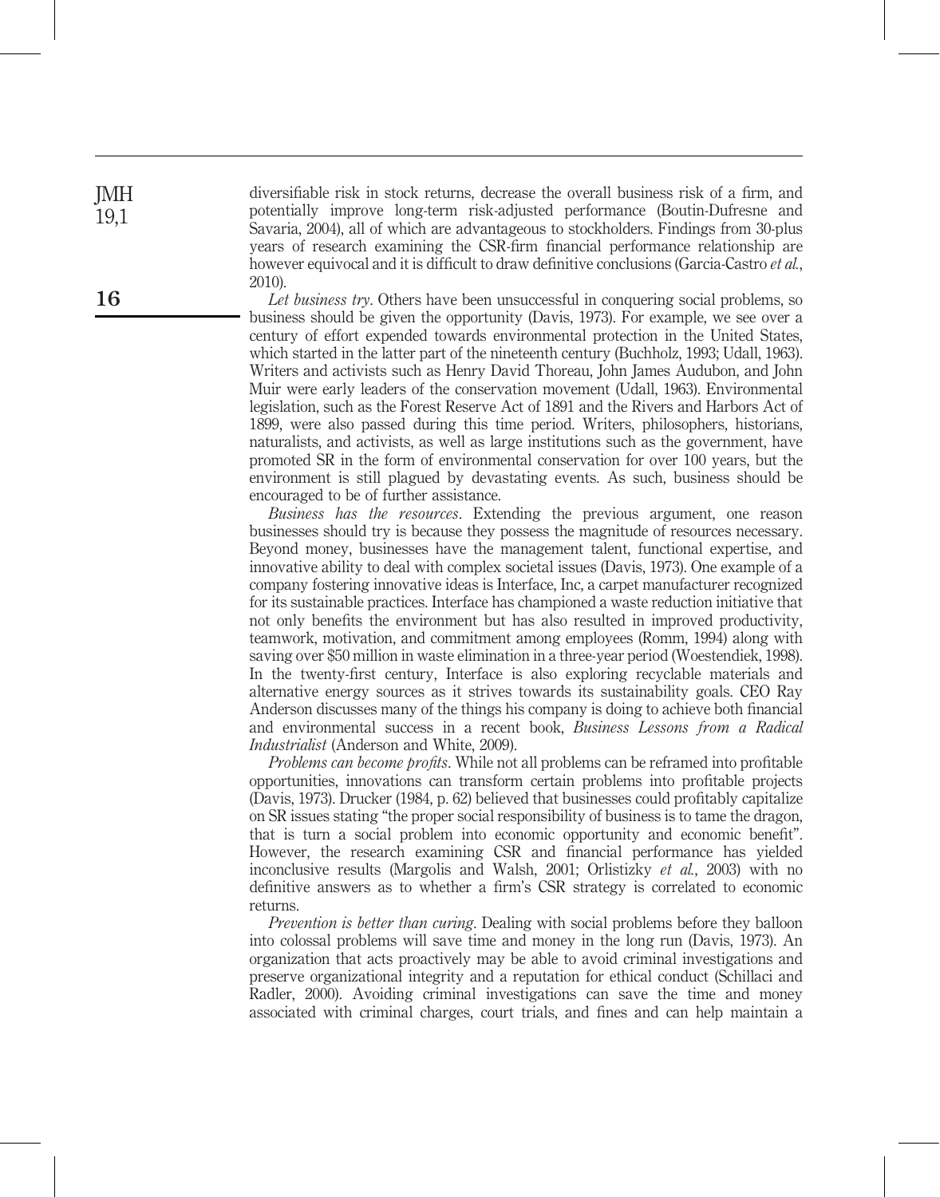diversifiable risk in stock returns, decrease the overall business risk of a firm, and potentially improve long-term risk-adjusted performance (Boutin-Dufresne and Savaria, 2004), all of which are advantageous to stockholders. Findings from 30-plus years of research examining the CSR-firm financial performance relationship are however equivocal and it is difficult to draw definitive conclusions (Garcia-Castro *et al.*, 2010).

*Let business try*. Others have been unsuccessful in conquering social problems, so business should be given the opportunity (Davis, 1973). For example, we see over a century of effort expended towards environmental protection in the United States, which started in the latter part of the nineteenth century (Buchholz, 1993; Udall, 1963). Writers and activists such as Henry David Thoreau, John James Audubon, and John Muir were early leaders of the conservation movement (Udall, 1963). Environmental legislation, such as the Forest Reserve Act of 1891 and the Rivers and Harbors Act of 1899, were also passed during this time period. Writers, philosophers, historians, naturalists, and activists, as well as large institutions such as the government, have promoted SR in the form of environmental conservation for over 100 years, but the environment is still plagued by devastating events. As such, business should be encouraged to be of further assistance.

*Business has the resources*. Extending the previous argument, one reason businesses should try is because they possess the magnitude of resources necessary. Beyond money, businesses have the management talent, functional expertise, and innovative ability to deal with complex societal issues (Davis, 1973). One example of a company fostering innovative ideas is Interface, Inc, a carpet manufacturer recognized for its sustainable practices. Interface has championed a waste reduction initiative that not only benefits the environment but has also resulted in improved productivity, teamwork, motivation, and commitment among employees (Romm, 1994) along with saving over $50 million in waste elimination in a three-year period (Woestendiek, 1998). In the twenty-first century, Interface is also exploring recyclable materials and alternative energy sources as it strives towards its sustainability goals. CEO Ray Anderson discusses many of the things his company is doing to achieve both financial and environmental success in a recent book, *Business Lessons from a Radical Industrialist* (Anderson and White, 2009).

*Problems can become profits*. While not all problems can be reframed into profitable opportunities, innovations can transform certain problems into profitable projects (Davis, 1973). Drucker (1984, p. 62) believed that businesses could profitably capitalize on SR issues stating "the proper social responsibility of business is to tame the dragon, that is turn a social problem into economic opportunity and economic benefit". However, the research examining CSR and financial performance has yielded inconclusive results (Margolis and Walsh, 2001; Orlistizky *et al.*, 2003) with no definitive answers as to whether a firm's CSR strategy is correlated to economic returns.

*Prevention is better than curing*. Dealing with social problems before they balloon into colossal problems will save time and money in the long run (Davis, 1973). An organization that acts proactively may be able to avoid criminal investigations and preserve organizational integrity and a reputation for ethical conduct (Schillaci and Radler, 2000). Avoiding criminal investigations can save the time and money associated with criminal charges, court trials, and fines and can help maintain a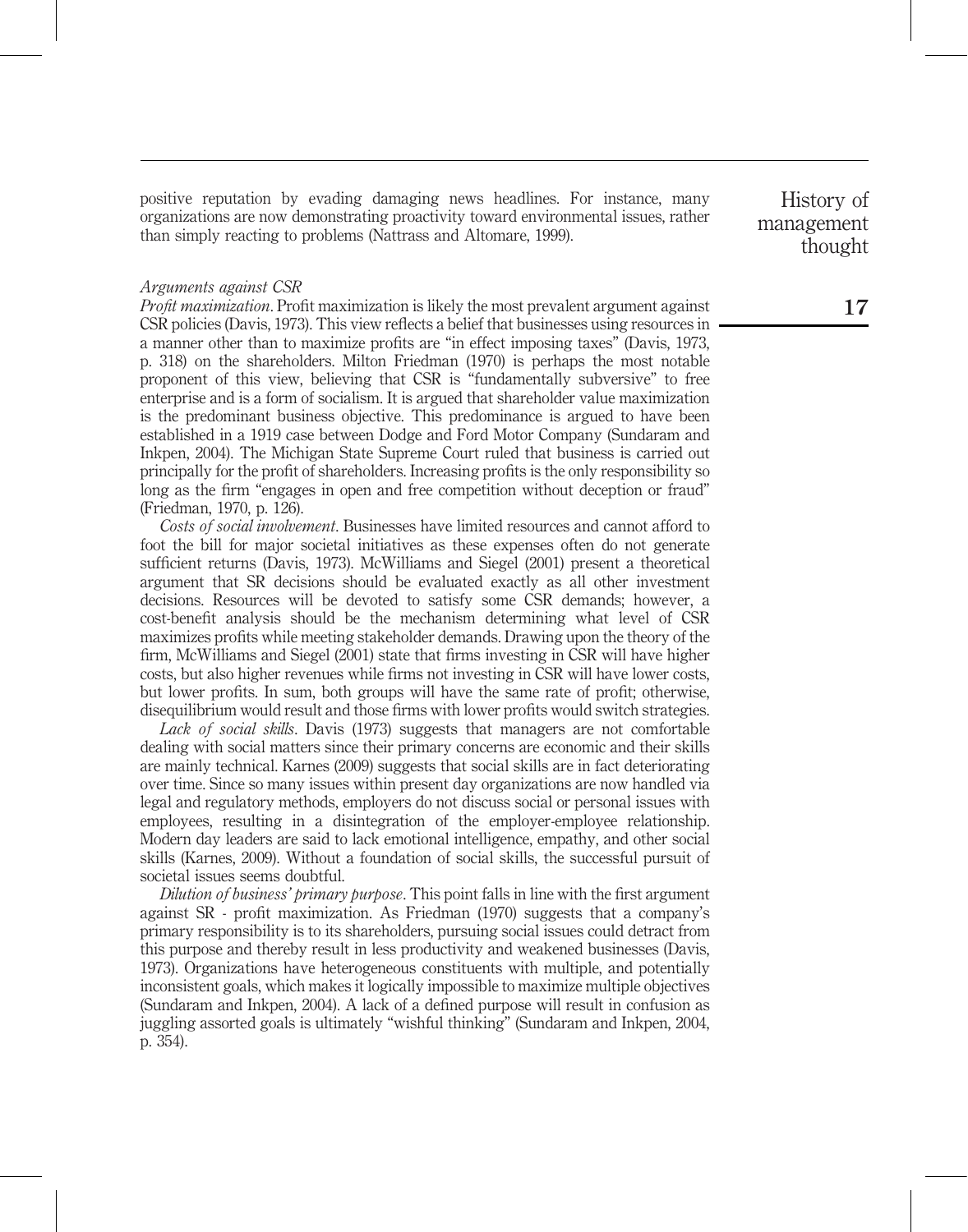positive reputation by evading damaging news headlines. For instance, many organizations are now demonstrating proactivity toward environmental issues, rather than simply reacting to problems (Nattrass and Altomare, 1999).

### *Arguments against CSR*

*Profit maximization*. Profit maximization is likely the most prevalent argument against CSR policies (Davis, 1973). This view reflects a belief that businesses using resources in a manner other than to maximize profits are "in effect imposing taxes" (Davis, 1973, p. 318) on the shareholders. Milton Friedman (1970) is perhaps the most notable proponent of this view, believing that CSR is "fundamentally subversive" to free enterprise and is a form of socialism. It is argued that shareholder value maximization is the predominant business objective. This predominance is argued to have been established in a 1919 case between Dodge and Ford Motor Company (Sundaram and Inkpen, 2004). The Michigan State Supreme Court ruled that business is carried out principally for the profit of shareholders. Increasing profits is the only responsibility so long as the firm "engages in open and free competition without deception or fraud" (Friedman, 1970, p. 126).

*Costs of social involvement*. Businesses have limited resources and cannot afford to foot the bill for major societal initiatives as these expenses often do not generate sufficient returns (Davis, 1973). McWilliams and Siegel (2001) present a theoretical argument that SR decisions should be evaluated exactly as all other investment decisions. Resources will be devoted to satisfy some CSR demands; however, a cost-benefit analysis should be the mechanism determining what level of CSR maximizes profits while meeting stakeholder demands. Drawing upon the theory of the firm, McWilliams and Siegel (2001) state that firms investing in CSR will have higher costs, but also higher revenues while firms not investing in CSR will have lower costs, but lower profits. In sum, both groups will have the same rate of profit; otherwise, disequilibrium would result and those firms with lower profits would switch strategies.

*Lack of social skills*. Davis (1973) suggests that managers are not comfortable dealing with social matters since their primary concerns are economic and their skills are mainly technical. Karnes (2009) suggests that social skills are in fact deteriorating over time. Since so many issues within present day organizations are now handled via legal and regulatory methods, employers do not discuss social or personal issues with employees, resulting in a disintegration of the employer-employee relationship. Modern day leaders are said to lack emotional intelligence, empathy, and other social skills (Karnes, 2009). Without a foundation of social skills, the successful pursuit of societal issues seems doubtful.

*Dilution of business' primary purpose*. This point falls in line with the first argument against SR - profit maximization. As Friedman (1970) suggests that a company's primary responsibility is to its shareholders, pursuing social issues could detract from this purpose and thereby result in less productivity and weakened businesses (Davis, 1973). Organizations have heterogeneous constituents with multiple, and potentially inconsistent goals, which makes it logically impossible to maximize multiple objectives (Sundaram and Inkpen, 2004). A lack of a defined purpose will result in confusion as juggling assorted goals is ultimately "wishful thinking" (Sundaram and Inkpen, 2004, p. 354).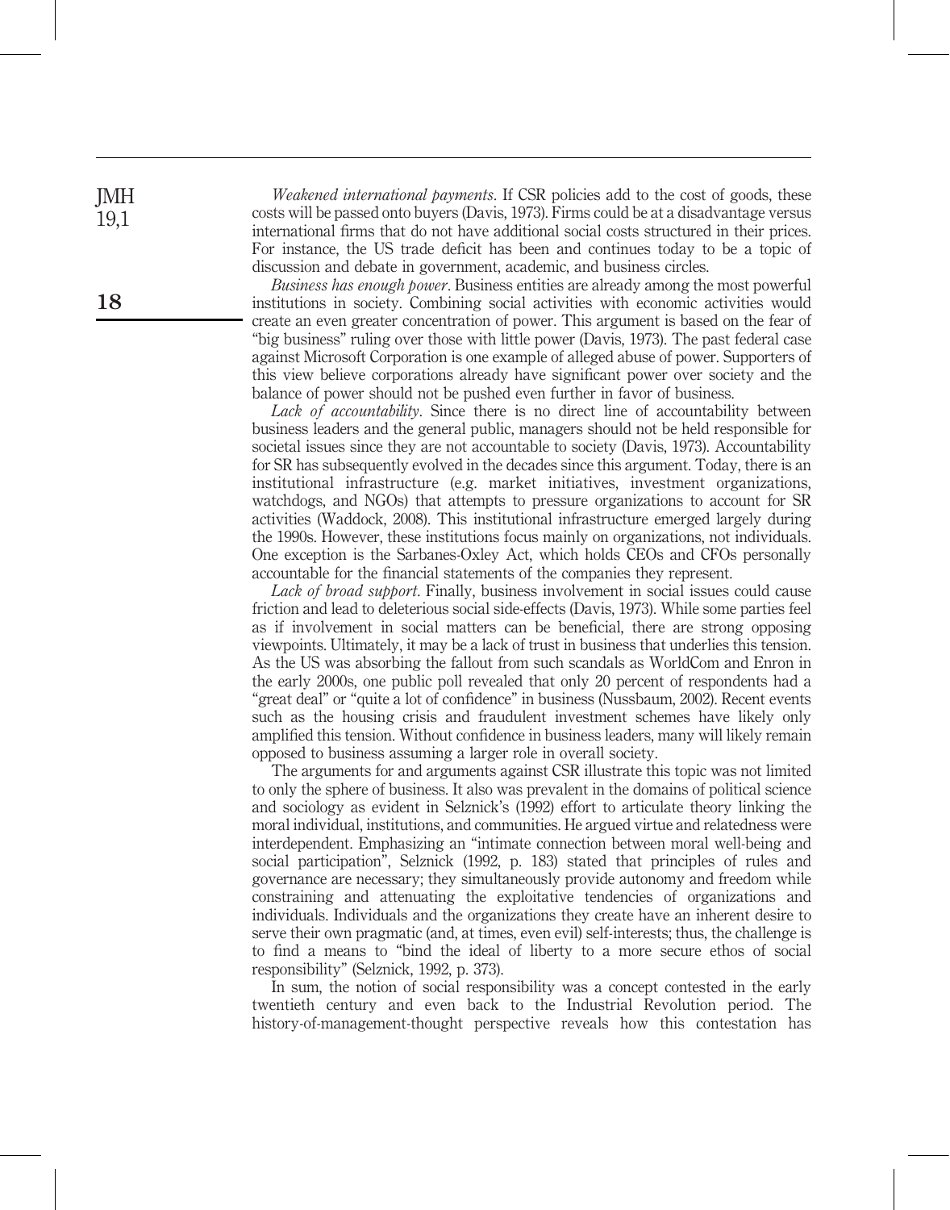*Weakened international payments*. If CSR policies add to the cost of goods, these costs will be passed onto buyers (Davis, 1973). Firms could be at a disadvantage versus international firms that do not have additional social costs structured in their prices. For instance, the US trade deficit has been and continues today to be a topic of discussion and debate in government, academic, and business circles.

*Business has enough power*. Business entities are already among the most powerful institutions in society. Combining social activities with economic activities would create an even greater concentration of power. This argument is based on the fear of "big business" ruling over those with little power (Davis, 1973). The past federal case against Microsoft Corporation is one example of alleged abuse of power. Supporters of this view believe corporations already have significant power over society and the balance of power should not be pushed even further in favor of business.

*Lack of accountability*. Since there is no direct line of accountability between business leaders and the general public, managers should not be held responsible for societal issues since they are not accountable to society (Davis, 1973). Accountability for SR has subsequently evolved in the decades since this argument. Today, there is an institutional infrastructure (e.g. market initiatives, investment organizations, watchdogs, and NGOs) that attempts to pressure organizations to account for SR activities (Waddock, 2008). This institutional infrastructure emerged largely during the 1990s. However, these institutions focus mainly on organizations, not individuals. One exception is the Sarbanes-Oxley Act, which holds CEOs and CFOs personally accountable for the financial statements of the companies they represent.

*Lack of broad support*. Finally, business involvement in social issues could cause friction and lead to deleterious social side-effects (Davis, 1973). While some parties feel as if involvement in social matters can be beneficial, there are strong opposing viewpoints. Ultimately, it may be a lack of trust in business that underlies this tension. As the US was absorbing the fallout from such scandals as WorldCom and Enron in the early 2000s, one public poll revealed that only 20 percent of respondents had a "great deal" or "quite a lot of confidence" in business (Nussbaum, 2002). Recent events such as the housing crisis and fraudulent investment schemes have likely only amplified this tension. Without confidence in business leaders, many will likely remain opposed to business assuming a larger role in overall society.

The arguments for and arguments against CSR illustrate this topic was not limited to only the sphere of business. It also was prevalent in the domains of political science and sociology as evident in Selznick's (1992) effort to articulate theory linking the moral individual, institutions, and communities. He argued virtue and relatedness were interdependent. Emphasizing an "intimate connection between moral well-being and social participation", Selznick (1992, p. 183) stated that principles of rules and governance are necessary; they simultaneously provide autonomy and freedom while constraining and attenuating the exploitative tendencies of organizations and individuals. Individuals and the organizations they create have an inherent desire to serve their own pragmatic (and, at times, even evil) self-interests; thus, the challenge is to find a means to "bind the ideal of liberty to a more secure ethos of social responsibility" (Selznick, 1992, p. 373).

In sum, the notion of social responsibility was a concept contested in the early twentieth century and even back to the Industrial Revolution period. The history-of-management-thought perspective reveals how this contestation has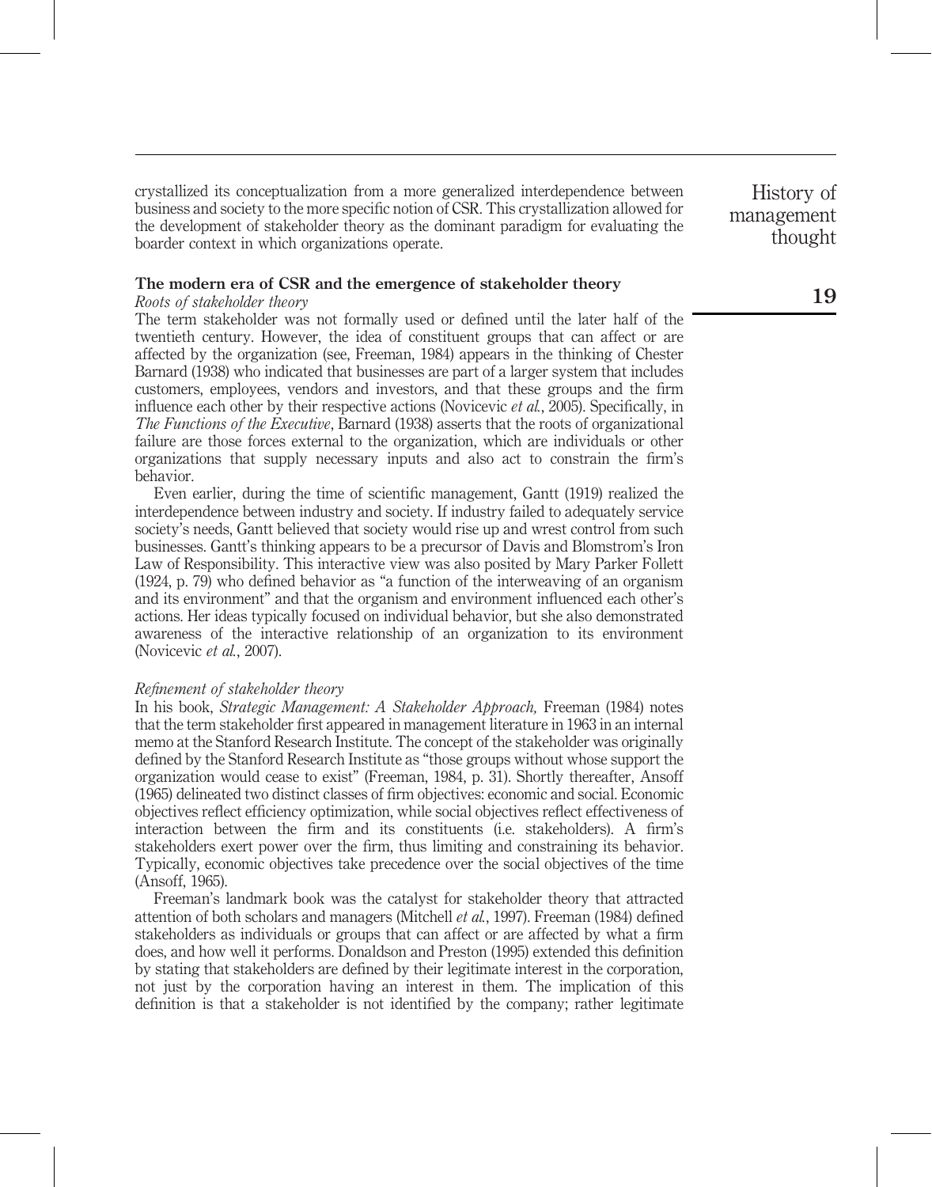crystallized its conceptualization from a more generalized interdependence between business and society to the more specific notion of CSR. This crystallization allowed for the development of stakeholder theory as the dominant paradigm for evaluating the boarder context in which organizations operate.

## The modern era of CSR and the emergence of stakeholder theory

### *Roots of stakeholder theory*

The term stakeholder was not formally used or defined until the later half of the twentieth century. However, the idea of constituent groups that can affect or are affected by the organization (see, Freeman, 1984) appears in the thinking of Chester Barnard (1938) who indicated that businesses are part of a larger system that includes customers, employees, vendors and investors, and that these groups and the firm influence each other by their respective actions (Novicevic *et al.*, 2005). Specifically, in *The Functions of the Executive*, Barnard (1938) asserts that the roots of organizational failure are those forces external to the organization, which are individuals or other organizations that supply necessary inputs and also act to constrain the firm's behavior.

Even earlier, during the time of scientific management, Gantt (1919) realized the interdependence between industry and society. If industry failed to adequately service society's needs, Gantt believed that society would rise up and wrest control from such businesses. Gantt's thinking appears to be a precursor of Davis and Blomstrom's Iron Law of Responsibility. This interactive view was also posited by Mary Parker Follett (1924, p. 79) who defined behavior as "a function of the interweaving of an organism and its environment" and that the organism and environment influenced each other's actions. Her ideas typically focused on individual behavior, but she also demonstrated awareness of the interactive relationship of an organization to its environment (Novicevic *et al.*, 2007).

### *Refinement of stakeholder theory*

In his book, *Strategic Management: A Stakeholder Approach,* Freeman (1984) notes that the term stakeholder first appeared in management literature in 1963 in an internal memo at the Stanford Research Institute. The concept of the stakeholder was originally defined by the Stanford Research Institute as "those groups without whose support the organization would cease to exist" (Freeman, 1984, p. 31). Shortly thereafter, Ansoff (1965) delineated two distinct classes of firm objectives: economic and social. Economic objectives reflect efficiency optimization, while social objectives reflect effectiveness of interaction between the firm and its constituents (i.e. stakeholders). A firm's stakeholders exert power over the firm, thus limiting and constraining its behavior. Typically, economic objectives take precedence over the social objectives of the time (Ansoff, 1965).

Freeman's landmark book was the catalyst for stakeholder theory that attracted attention of both scholars and managers (Mitchell *et al.*, 1997). Freeman (1984) defined stakeholders as individuals or groups that can affect or are affected by what a firm does, and how well it performs. Donaldson and Preston (1995) extended this definition by stating that stakeholders are defined by their legitimate interest in the corporation, not just by the corporation having an interest in them. The implication of this definition is that a stakeholder is not identified by the company; rather legitimate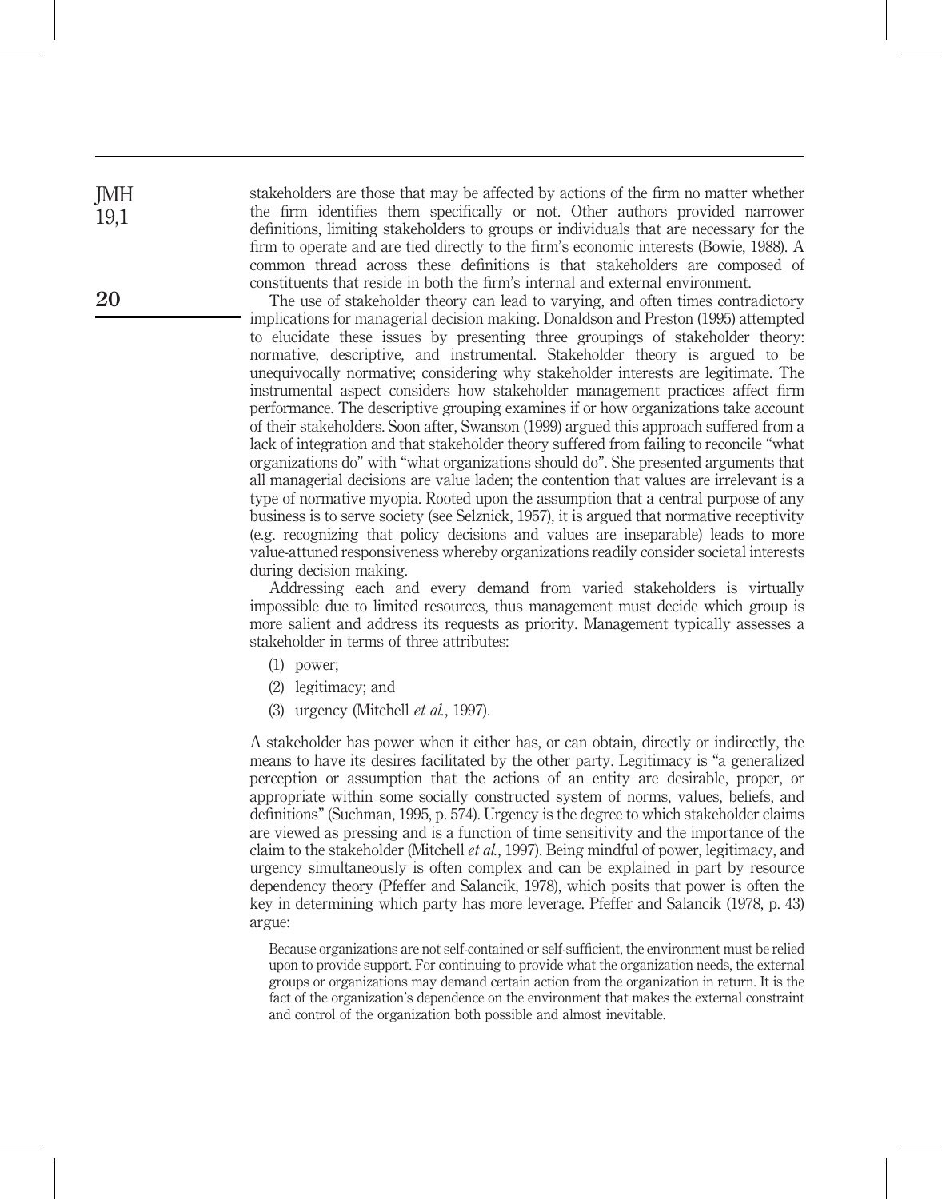stakeholders are those that may be affected by actions of the firm no matter whether the firm identifies them specifically or not. Other authors provided narrower definitions, limiting stakeholders to groups or individuals that are necessary for the firm to operate and are tied directly to the firm's economic interests (Bowie, 1988). A common thread across these definitions is that stakeholders are composed of constituents that reside in both the firm's internal and external environment.

The use of stakeholder theory can lead to varying, and often times contradictory implications for managerial decision making. Donaldson and Preston (1995) attempted to elucidate these issues by presenting three groupings of stakeholder theory: normative, descriptive, and instrumental. Stakeholder theory is argued to be unequivocally normative; considering why stakeholder interests are legitimate. The instrumental aspect considers how stakeholder management practices affect firm performance. The descriptive grouping examines if or how organizations take account of their stakeholders. Soon after, Swanson (1999) argued this approach suffered from a lack of integration and that stakeholder theory suffered from failing to reconcile "what organizations do" with "what organizations should do". She presented arguments that all managerial decisions are value laden; the contention that values are irrelevant is a type of normative myopia. Rooted upon the assumption that a central purpose of any business is to serve society (see Selznick, 1957), it is argued that normative receptivity (e.g. recognizing that policy decisions and values are inseparable) leads to more value-attuned responsiveness whereby organizations readily consider societal interests during decision making.

Addressing each and every demand from varied stakeholders is virtually impossible due to limited resources, thus management must decide which group is more salient and address its requests as priority. Management typically assesses a stakeholder in terms of three attributes:

(1) power;

(2) legitimacy; and

(3) urgency (Mitchell *et al.*, 1997).

A stakeholder has power when it either has, or can obtain, directly or indirectly, the means to have its desires facilitated by the other party. Legitimacy is "a generalized perception or assumption that the actions of an entity are desirable, proper, or appropriate within some socially constructed system of norms, values, beliefs, and definitions" (Suchman, 1995, p. 574). Urgency is the degree to which stakeholder claims are viewed as pressing and is a function of time sensitivity and the importance of the claim to the stakeholder (Mitchell *et al.*, 1997). Being mindful of power, legitimacy, and urgency simultaneously is often complex and can be explained in part by resource dependency theory (Pfeffer and Salancik, 1978), which posits that power is often the key in determining which party has more leverage. Pfeffer and Salancik (1978, p. 43) argue:

> Because organizations are not self-contained or self-sufficient, the environment must be relied upon to provide support. For continuing to provide what the organization needs, the external groups or organizations may demand certain action from the organization in return. It is the fact of the organization's dependence on the environment that makes the external constraint and control of the organization both possible and almost inevitable.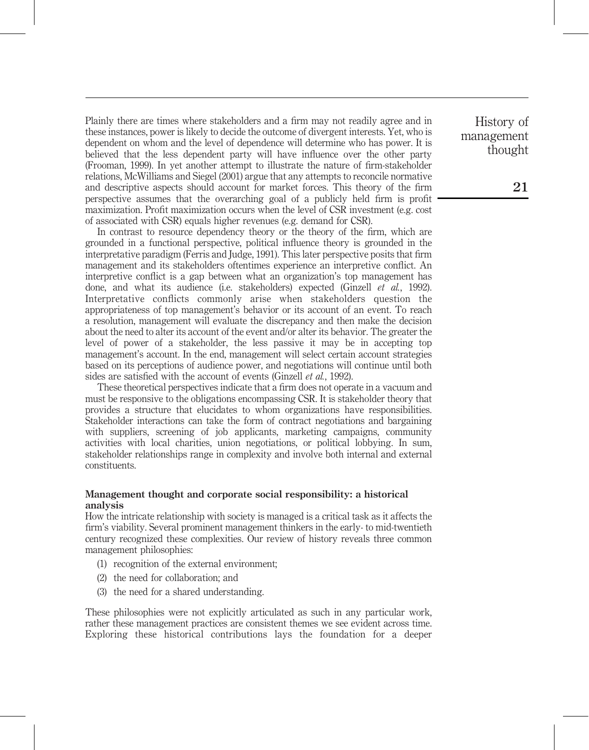Plainly there are times where stakeholders and a firm may not readily agree and in these instances, power is likely to decide the outcome of divergent interests. Yet, who is dependent on whom and the level of dependence will determine who has power. It is believed that the less dependent party will have influence over the other party (Frooman, 1999). In yet another attempt to illustrate the nature of firm-stakeholder relations, McWilliams and Siegel (2001) argue that any attempts to reconcile normative and descriptive aspects should account for market forces. This theory of the firm perspective assumes that the overarching goal of a publicly held firm is profit maximization. Profit maximization occurs when the level of CSR investment (e.g. cost of associated with CSR) equals higher revenues (e.g. demand for CSR).

In contrast to resource dependency theory or the theory of the firm, which are grounded in a functional perspective, political influence theory is grounded in the interpretative paradigm (Ferris and Judge, 1991). This later perspective posits that firm management and its stakeholders oftentimes experience an interpretive conflict. An interpretive conflict is a gap between what an organization's top management has done, and what its audience (i.e. stakeholders) expected (Ginzell *et al.*, 1992). Interpretative conflicts commonly arise when stakeholders question the appropriateness of top management's behavior or its account of an event. To reach a resolution, management will evaluate the discrepancy and then make the decision about the need to alter its account of the event and/or alter its behavior. The greater the level of power of a stakeholder, the less passive it may be in accepting top management's account. In the end, management will select certain account strategies based on its perceptions of audience power, and negotiations will continue until both sides are satisfied with the account of events (Ginzell *et al.*, 1992).

These theoretical perspectives indicate that a firm does not operate in a vacuum and must be responsive to the obligations encompassing CSR. It is stakeholder theory that provides a structure that elucidates to whom organizations have responsibilities. Stakeholder interactions can take the form of contract negotiations and bargaining with suppliers, screening of job applicants, marketing campaigns, community activities with local charities, union negotiations, or political lobbying. In sum, stakeholder relationships range in complexity and involve both internal and external constituents.

## Management thought and corporate social responsibility: a historical analysis

How the intricate relationship with society is managed is a critical task as it affects the firm's viability. Several prominent management thinkers in the early- to mid-twentieth century recognized these complexities. Our review of history reveals three common management philosophies:

1. recognition of the external environment;
2. the need for collaboration; and
3. the need for a shared understanding.

These philosophies were not explicitly articulated as such in any particular work, rather these management practices are consistent themes we see evident across time. Exploring these historical contributions lays the foundation for a deeper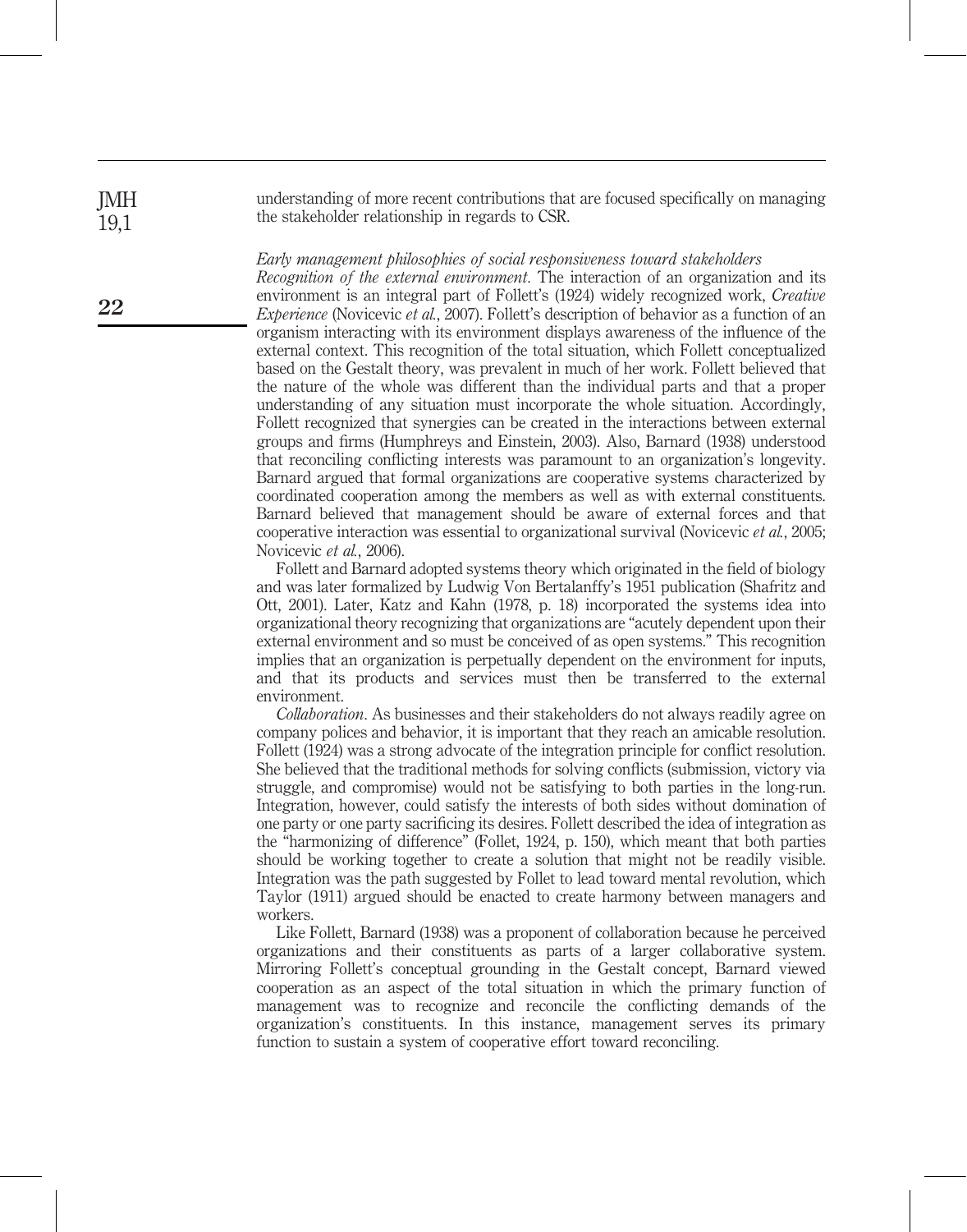understanding of more recent contributions that are focused specifically on managing the stakeholder relationship in regards to CSR.

### *Early management philosophies of social responsiveness toward stakeholders*

*Recognition of the external environment*. The interaction of an organization and its environment is an integral part of Follett's (1924) widely recognized work, *Creative Experience* (Novicevic *et al.*, 2007). Follett's description of behavior as a function of an organism interacting with its environment displays awareness of the influence of the external context. This recognition of the total situation, which Follett conceptualized based on the Gestalt theory, was prevalent in much of her work. Follett believed that the nature of the whole was different than the individual parts and that a proper understanding of any situation must incorporate the whole situation. Accordingly, Follett recognized that synergies can be created in the interactions between external groups and firms (Humphreys and Einstein, 2003). Also, Barnard (1938) understood that reconciling conflicting interests was paramount to an organization's longevity. Barnard argued that formal organizations are cooperative systems characterized by coordinated cooperation among the members as well as with external constituents. Barnard believed that management should be aware of external forces and that cooperative interaction was essential to organizational survival (Novicevic *et al.*, 2005; Novicevic *et al.*, 2006).

Follett and Barnard adopted systems theory which originated in the field of biology and was later formalized by Ludwig Von Bertalanffy's 1951 publication (Shafritz and Ott, 2001). Later, Katz and Kahn (1978, p. 18) incorporated the systems idea into organizational theory recognizing that organizations are "acutely dependent upon their external environment and so must be conceived of as open systems." This recognition implies that an organization is perpetually dependent on the environment for inputs, and that its products and services must then be transferred to the external environment.

*Collaboration*. As businesses and their stakeholders do not always readily agree on company polices and behavior, it is important that they reach an amicable resolution. Follett (1924) was a strong advocate of the integration principle for conflict resolution. She believed that the traditional methods for solving conflicts (submission, victory via struggle, and compromise) would not be satisfying to both parties in the long-run. Integration, however, could satisfy the interests of both sides without domination of one party or one party sacrificing its desires. Follett described the idea of integration as the "harmonizing of difference" (Follet, 1924, p. 150), which meant that both parties should be working together to create a solution that might not be readily visible. Integration was the path suggested by Follet to lead toward mental revolution, which Taylor (1911) argued should be enacted to create harmony between managers and workers.

Like Follett, Barnard (1938) was a proponent of collaboration because he perceived organizations and their constituents as parts of a larger collaborative system. Mirroring Follett's conceptual grounding in the Gestalt concept, Barnard viewed cooperation as an aspect of the total situation in which the primary function of management was to recognize and reconcile the conflicting demands of the organization's constituents. In this instance, management serves its primary function to sustain a system of cooperative effort toward reconciling.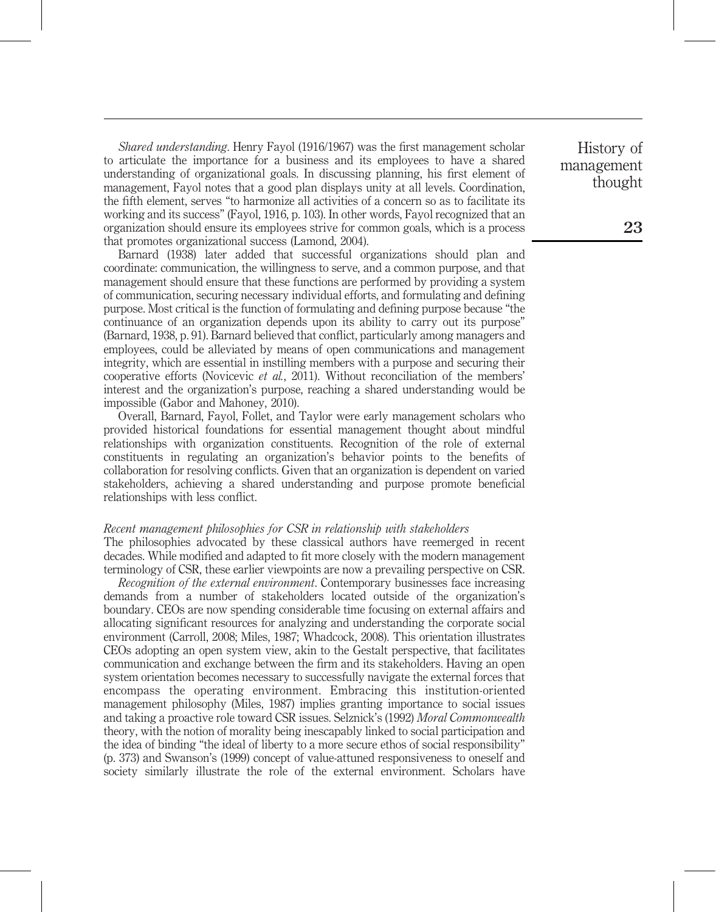*Shared understanding*. Henry Fayol (1916/1967) was the first management scholar to articulate the importance for a business and its employees to have a shared understanding of organizational goals. In discussing planning, his first element of management, Fayol notes that a good plan displays unity at all levels. Coordination, the fifth element, serves "to harmonize all activities of a concern so as to facilitate its working and its success" (Fayol, 1916, p. 103). In other words, Fayol recognized that an organization should ensure its employees strive for common goals, which is a process that promotes organizational success (Lamond, 2004).

Barnard (1938) later added that successful organizations should plan and coordinate: communication, the willingness to serve, and a common purpose, and that management should ensure that these functions are performed by providing a system of communication, securing necessary individual efforts, and formulating and defining purpose. Most critical is the function of formulating and defining purpose because "the continuance of an organization depends upon its ability to carry out its purpose" (Barnard, 1938, p. 91). Barnard believed that conflict, particularly among managers and employees, could be alleviated by means of open communications and management integrity, which are essential in instilling members with a purpose and securing their cooperative efforts (Novicevic *et al.*, 2011). Without reconciliation of the members' interest and the organization's purpose, reaching a shared understanding would be impossible (Gabor and Mahoney, 2010).

Overall, Barnard, Fayol, Follet, and Taylor were early management scholars who provided historical foundations for essential management thought about mindful relationships with organization constituents. Recognition of the role of external constituents in regulating an organization's behavior points to the benefits of collaboration for resolving conflicts. Given that an organization is dependent on varied stakeholders, achieving a shared understanding and purpose promote beneficial relationships with less conflict.

### *Recent management philosophies for CSR in relationship with stakeholders*

The philosophies advocated by these classical authors have reemerged in recent decades. While modified and adapted to fit more closely with the modern management terminology of CSR, these earlier viewpoints are now a prevailing perspective on CSR.

*Recognition of the external environment*. Contemporary businesses face increasing demands from a number of stakeholders located outside of the organization's boundary. CEOs are now spending considerable time focusing on external affairs and allocating significant resources for analyzing and understanding the corporate social environment (Carroll, 2008; Miles, 1987; Whadcock, 2008). This orientation illustrates CEOs adopting an open system view, akin to the Gestalt perspective, that facilitates communication and exchange between the firm and its stakeholders. Having an open system orientation becomes necessary to successfully navigate the external forces that encompass the operating environment. Embracing this institution-oriented management philosophy (Miles, 1987) implies granting importance to social issues and taking a proactive role toward CSR issues. Selznick's (1992) *Moral Commonwealth* theory, with the notion of morality being inescapably linked to social participation and the idea of binding "the ideal of liberty to a more secure ethos of social responsibility" (p. 373) and Swanson's (1999) concept of value-attuned responsiveness to oneself and society similarly illustrate the role of the external environment. Scholars have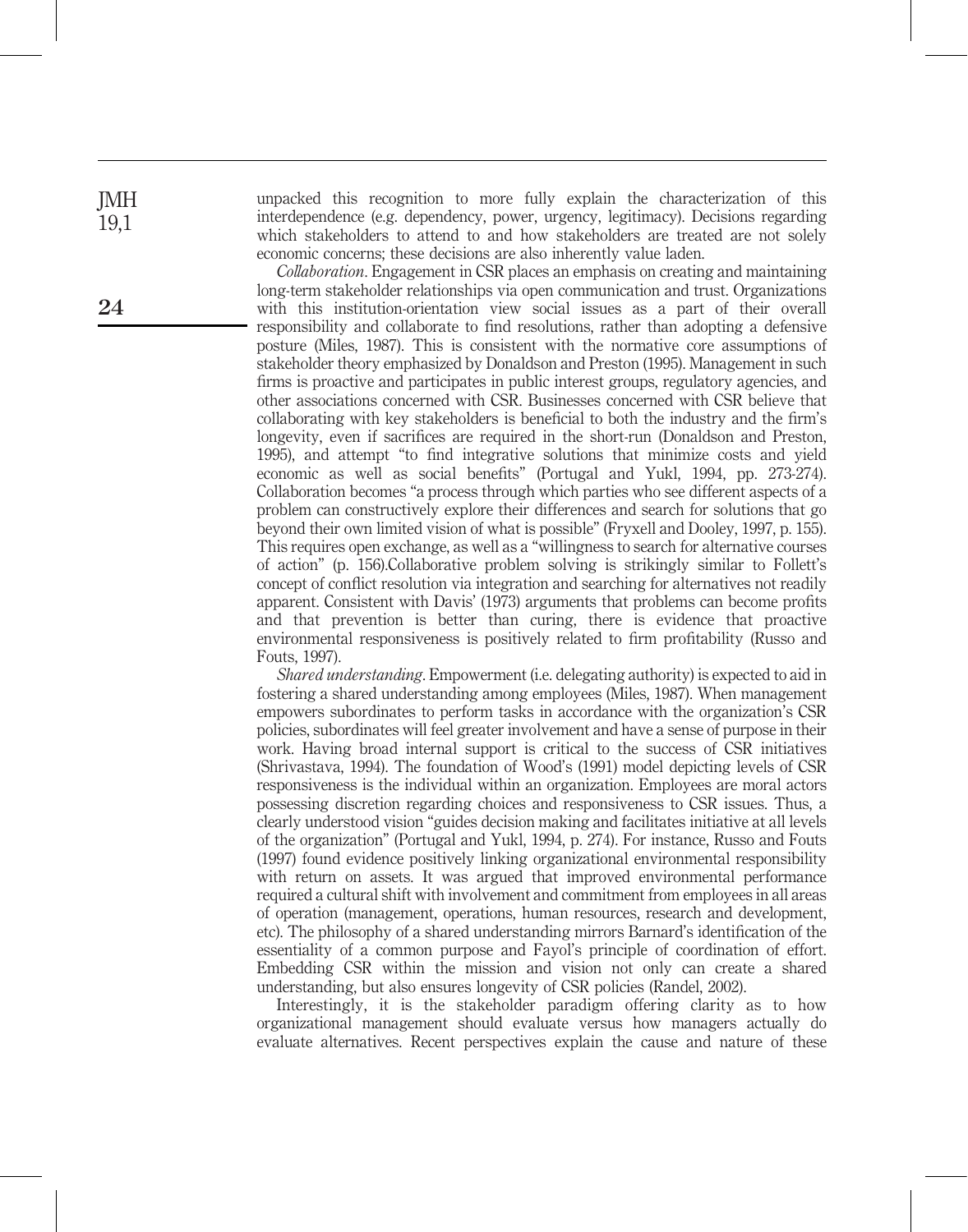unpacked this recognition to more fully explain the characterization of this interdependence (e.g. dependency, power, urgency, legitimacy). Decisions regarding which stakeholders to attend to and how stakeholders are treated are not solely economic concerns; these decisions are also inherently value laden.

*Collaboration*. Engagement in CSR places an emphasis on creating and maintaining long-term stakeholder relationships via open communication and trust. Organizations with this institution-orientation view social issues as a part of their overall responsibility and collaborate to find resolutions, rather than adopting a defensive posture (Miles, 1987). This is consistent with the normative core assumptions of stakeholder theory emphasized by Donaldson and Preston (1995). Management in such firms is proactive and participates in public interest groups, regulatory agencies, and other associations concerned with CSR. Businesses concerned with CSR believe that collaborating with key stakeholders is beneficial to both the industry and the firm's longevity, even if sacrifices are required in the short-run (Donaldson and Preston, 1995), and attempt "to find integrative solutions that minimize costs and yield economic as well as social benefits" (Portugal and Yukl, 1994, pp. 273-274). Collaboration becomes "a process through which parties who see different aspects of a problem can constructively explore their differences and search for solutions that go beyond their own limited vision of what is possible" (Fryxell and Dooley, 1997, p. 155). This requires open exchange, as well as a "willingness to search for alternative courses of action" (p. 156).Collaborative problem solving is strikingly similar to Follett's concept of conflict resolution via integration and searching for alternatives not readily apparent. Consistent with Davis' (1973) arguments that problems can become profits and that prevention is better than curing, there is evidence that proactive environmental responsiveness is positively related to firm profitability (Russo and Fouts, 1997).

*Shared understanding*. Empowerment (i.e. delegating authority) is expected to aid in fostering a shared understanding among employees (Miles, 1987). When management empowers subordinates to perform tasks in accordance with the organization's CSR policies, subordinates will feel greater involvement and have a sense of purpose in their work. Having broad internal support is critical to the success of CSR initiatives (Shrivastava, 1994). The foundation of Wood's (1991) model depicting levels of CSR responsiveness is the individual within an organization. Employees are moral actors possessing discretion regarding choices and responsiveness to CSR issues. Thus, a clearly understood vision "guides decision making and facilitates initiative at all levels of the organization" (Portugal and Yukl, 1994, p. 274). For instance, Russo and Fouts (1997) found evidence positively linking organizational environmental responsibility with return on assets. It was argued that improved environmental performance required a cultural shift with involvement and commitment from employees in all areas of operation (management, operations, human resources, research and development, etc). The philosophy of a shared understanding mirrors Barnard's identification of the essentiality of a common purpose and Fayol's principle of coordination of effort. Embedding CSR within the mission and vision not only can create a shared understanding, but also ensures longevity of CSR policies (Randel, 2002).

Interestingly, it is the stakeholder paradigm offering clarity as to how organizational management should evaluate versus how managers actually do evaluate alternatives. Recent perspectives explain the cause and nature of these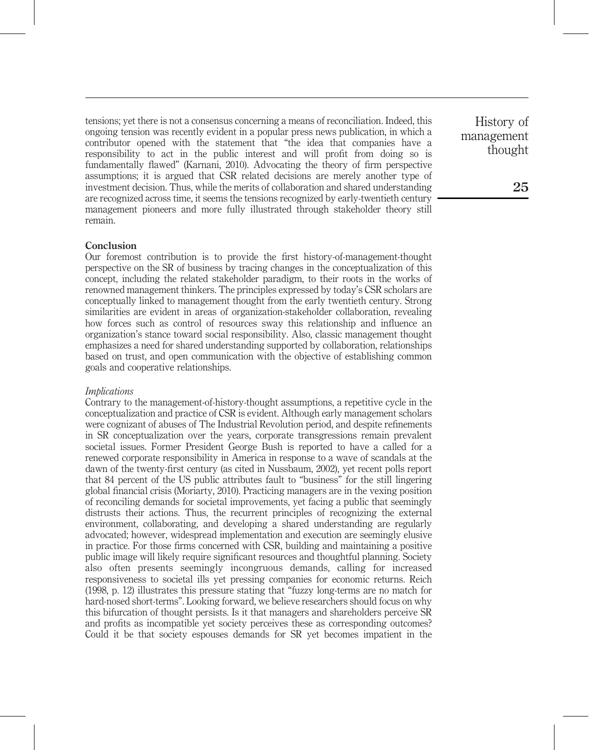tensions; yet there is not a consensus concerning a means of reconciliation. Indeed, this ongoing tension was recently evident in a popular press news publication, in which a contributor opened with the statement that "the idea that companies have a responsibility to act in the public interest and will profit from doing so is fundamentally flawed" (Karnani, 2010). Advocating the theory of firm perspective assumptions; it is argued that CSR related decisions are merely another type of investment decision. Thus, while the merits of collaboration and shared understanding are recognized across time, it seems the tensions recognized by early-twentieth century management pioneers and more fully illustrated through stakeholder theory still remain.

## Conclusion

Our foremost contribution is to provide the first history-of-management-thought perspective on the SR of business by tracing changes in the conceptualization of this concept, including the related stakeholder paradigm, to their roots in the works of renowned management thinkers. The principles expressed by today's CSR scholars are conceptually linked to management thought from the early twentieth century. Strong similarities are evident in areas of organization-stakeholder collaboration, revealing how forces such as control of resources sway this relationship and influence an organization's stance toward social responsibility. Also, classic management thought emphasizes a need for shared understanding supported by collaboration, relationships based on trust, and open communication with the objective of establishing common goals and cooperative relationships.

### *Implications*

Contrary to the management-of-history-thought assumptions, a repetitive cycle in the conceptualization and practice of CSR is evident. Although early management scholars were cognizant of abuses of The Industrial Revolution period, and despite refinements in SR conceptualization over the years, corporate transgressions remain prevalent societal issues. Former President George Bush is reported to have a called for a renewed corporate responsibility in America in response to a wave of scandals at the dawn of the twenty-first century (as cited in Nussbaum, 2002), yet recent polls report that 84 percent of the US public attributes fault to "business" for the still lingering global financial crisis (Moriarty, 2010). Practicing managers are in the vexing position of reconciling demands for societal improvements, yet facing a public that seemingly distrusts their actions. Thus, the recurrent principles of recognizing the external environment, collaborating, and developing a shared understanding are regularly advocated; however, widespread implementation and execution are seemingly elusive in practice. For those firms concerned with CSR, building and maintaining a positive public image will likely require significant resources and thoughtful planning. Society also often presents seemingly incongruous demands, calling for increased responsiveness to societal ills yet pressing companies for economic returns. Reich (1998, p. 12) illustrates this pressure stating that "fuzzy long-terms are no match for hard-nosed short-terms". Looking forward, we believe researchers should focus on why this bifurcation of thought persists. Is it that managers and shareholders perceive SR and profits as incompatible yet society perceives these as corresponding outcomes? Could it be that society espouses demands for SR yet becomes impatient in the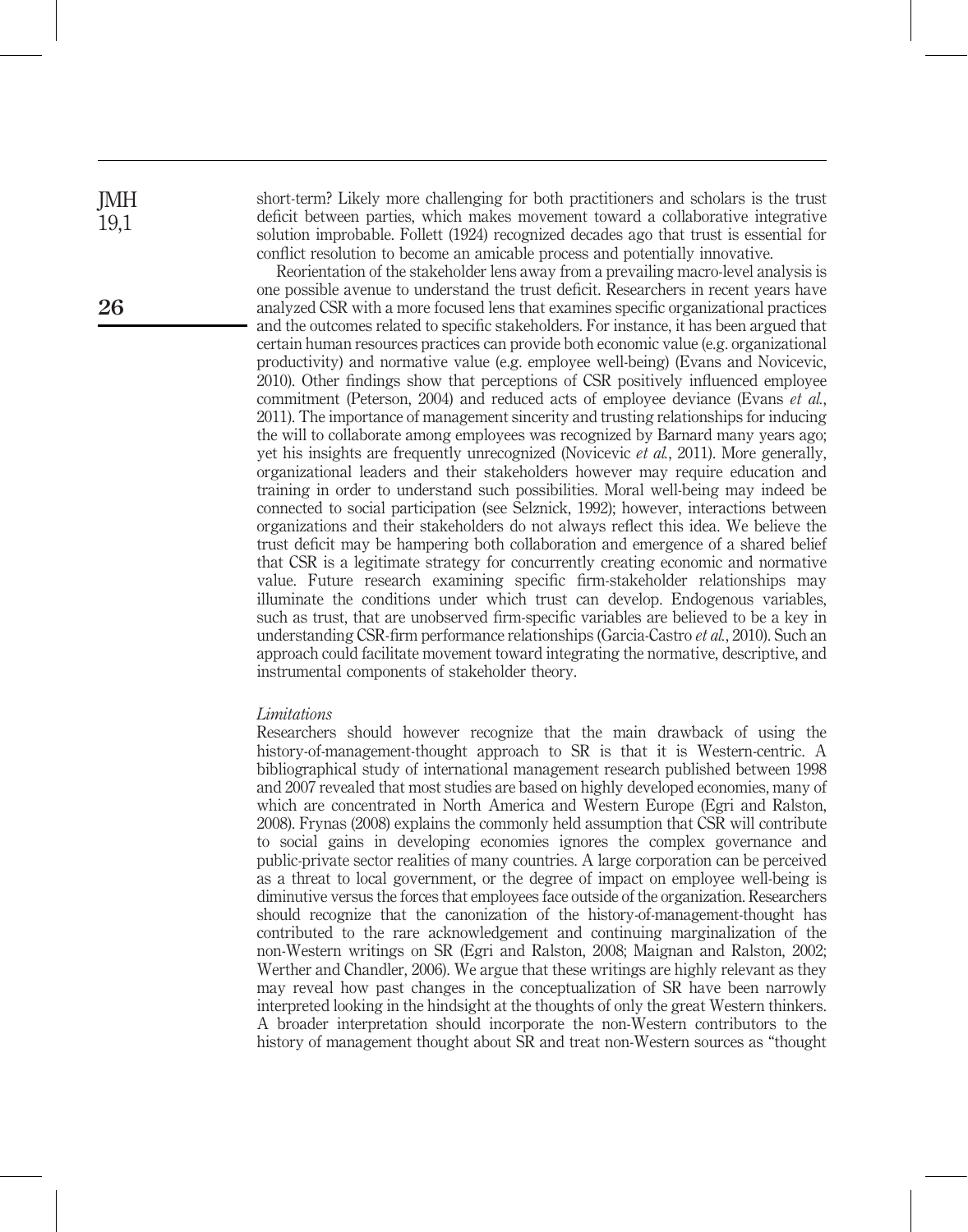short-term? Likely more challenging for both practitioners and scholars is the trust deficit between parties, which makes movement toward a collaborative integrative solution improbable. Follett (1924) recognized decades ago that trust is essential for conflict resolution to become an amicable process and potentially innovative.

Reorientation of the stakeholder lens away from a prevailing macro-level analysis is one possible avenue to understand the trust deficit. Researchers in recent years have analyzed CSR with a more focused lens that examines specific organizational practices and the outcomes related to specific stakeholders. For instance, it has been argued that certain human resources practices can provide both economic value (e.g. organizational productivity) and normative value (e.g. employee well-being) (Evans and Novicevic, 2010). Other findings show that perceptions of CSR positively influenced employee commitment (Peterson, 2004) and reduced acts of employee deviance (Evans *et al.*, 2011). The importance of management sincerity and trusting relationships for inducing the will to collaborate among employees was recognized by Barnard many years ago; yet his insights are frequently unrecognized (Novicevic *et al.*, 2011). More generally, organizational leaders and their stakeholders however may require education and training in order to understand such possibilities. Moral well-being may indeed be connected to social participation (see Selznick, 1992); however, interactions between organizations and their stakeholders do not always reflect this idea. We believe the trust deficit may be hampering both collaboration and emergence of a shared belief that CSR is a legitimate strategy for concurrently creating economic and normative value. Future research examining specific firm-stakeholder relationships may illuminate the conditions under which trust can develop. Endogenous variables, such as trust, that are unobserved firm-specific variables are believed to be a key in understanding CSR-firm performance relationships (Garcia-Castro *et al.*, 2010). Such an approach could facilitate movement toward integrating the normative, descriptive, and instrumental components of stakeholder theory.

*Limitations*

Researchers should however recognize that the main drawback of using the history-of-management-thought approach to SR is that it is Western-centric. A bibliographical study of international management research published between 1998 and 2007 revealed that most studies are based on highly developed economies, many of which are concentrated in North America and Western Europe (Egri and Ralston, 2008). Frynas (2008) explains the commonly held assumption that CSR will contribute to social gains in developing economies ignores the complex governance and public-private sector realities of many countries. A large corporation can be perceived as a threat to local government, or the degree of impact on employee well-being is diminutive versus the forces that employees face outside of the organization. Researchers should recognize that the canonization of the history-of-management-thought has contributed to the rare acknowledgement and continuing marginalization of the non-Western writings on SR (Egri and Ralston, 2008; Maignan and Ralston, 2002; Werther and Chandler, 2006). We argue that these writings are highly relevant as they may reveal how past changes in the conceptualization of SR have been narrowly interpreted looking in the hindsight at the thoughts of only the great Western thinkers. A broader interpretation should incorporate the non-Western contributors to the history of management thought about SR and treat non-Western sources as "thought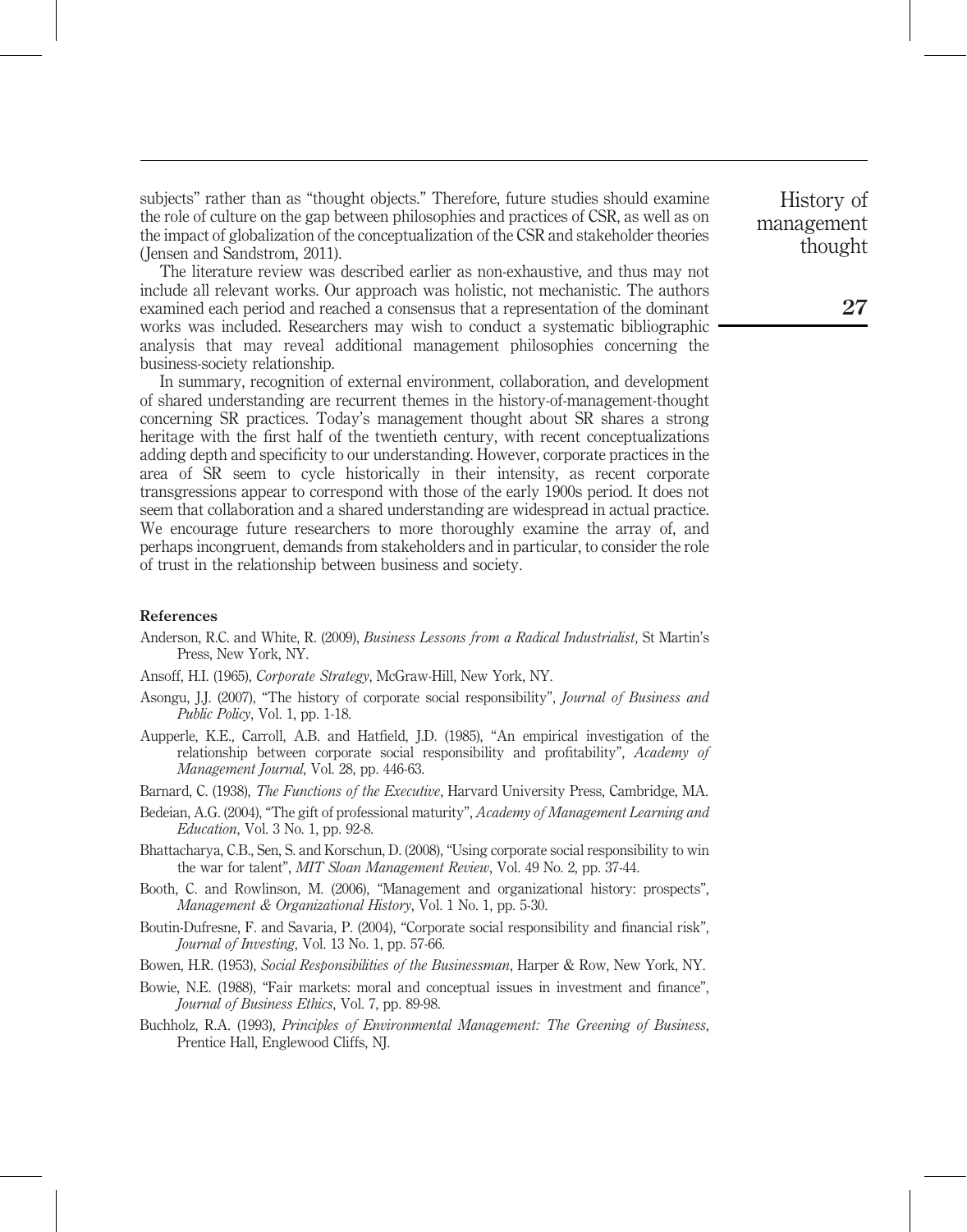subjects" rather than as "thought objects." Therefore, future studies should examine the role of culture on the gap between philosophies and practices of CSR, as well as on the impact of globalization of the conceptualization of the CSR and stakeholder theories (Jensen and Sandstrom, 2011).

The literature review was described earlier as non-exhaustive, and thus may not include all relevant works. Our approach was holistic, not mechanistic. The authors examined each period and reached a consensus that a representation of the dominant works was included. Researchers may wish to conduct a systematic bibliographic analysis that may reveal additional management philosophies concerning the business-society relationship.

In summary, recognition of external environment, collaboration, and development of shared understanding are recurrent themes in the history-of-management-thought concerning SR practices. Today's management thought about SR shares a strong heritage with the first half of the twentieth century, with recent conceptualizations adding depth and specificity to our understanding. However, corporate practices in the area of SR seem to cycle historically in their intensity, as recent corporate transgressions appear to correspond with those of the early 1900s period. It does not seem that collaboration and a shared understanding are widespread in actual practice. We encourage future researchers to more thoroughly examine the array of, and perhaps incongruent, demands from stakeholders and in particular, to consider the role of trust in the relationship between business and society.

## References

Anderson, R.C. and White, R. (2009), *Business Lessons from a Radical Industrialist*, St Martin's Press, New York, NY.

Ansoff, H.I. (1965), *Corporate Strategy*, McGraw-Hill, New York, NY.

Asongu, J.J. (2007), "The history of corporate social responsibility", *Journal of Business and Public Policy*, Vol. 1, pp. 1-18.

Aupperle, K.E., Carroll, A.B. and Hatfield, J.D. (1985), "An empirical investigation of the relationship between corporate social responsibility and profitability", *Academy of Management Journal*, Vol. 28, pp. 446-63.

Barnard, C. (1938), *The Functions of the Executive*, Harvard University Press, Cambridge, MA.

Bedeian, A.G. (2004), "The gift of professional maturity", *Academy of Management Learning and Education*, Vol. 3 No. 1, pp. 92-8.

Bhattacharya, C.B., Sen, S. and Korschun, D. (2008), "Using corporate social responsibility to win the war for talent", *MIT Sloan Management Review*, Vol. 49 No. 2, pp. 37-44.

Booth, C. and Rowlinson, M. (2006), "Management and organizational history: prospects", *Management & Organizational History*, Vol. 1 No. 1, pp. 5-30.

Boutin-Dufresne, F. and Savaria, P. (2004), "Corporate social responsibility and financial risk", *Journal of Investing*, Vol. 13 No. 1, pp. 57-66.

Bowen, H.R. (1953), *Social Responsibilities of the Businessman*, Harper & Row, New York, NY.

Bowie, N.E. (1988), "Fair markets: moral and conceptual issues in investment and finance", *Journal of Business Ethics*, Vol. 7, pp. 89-98.

Buchholz, R.A. (1993), *Principles of Environmental Management: The Greening of Business*, Prentice Hall, Englewood Cliffs, NJ.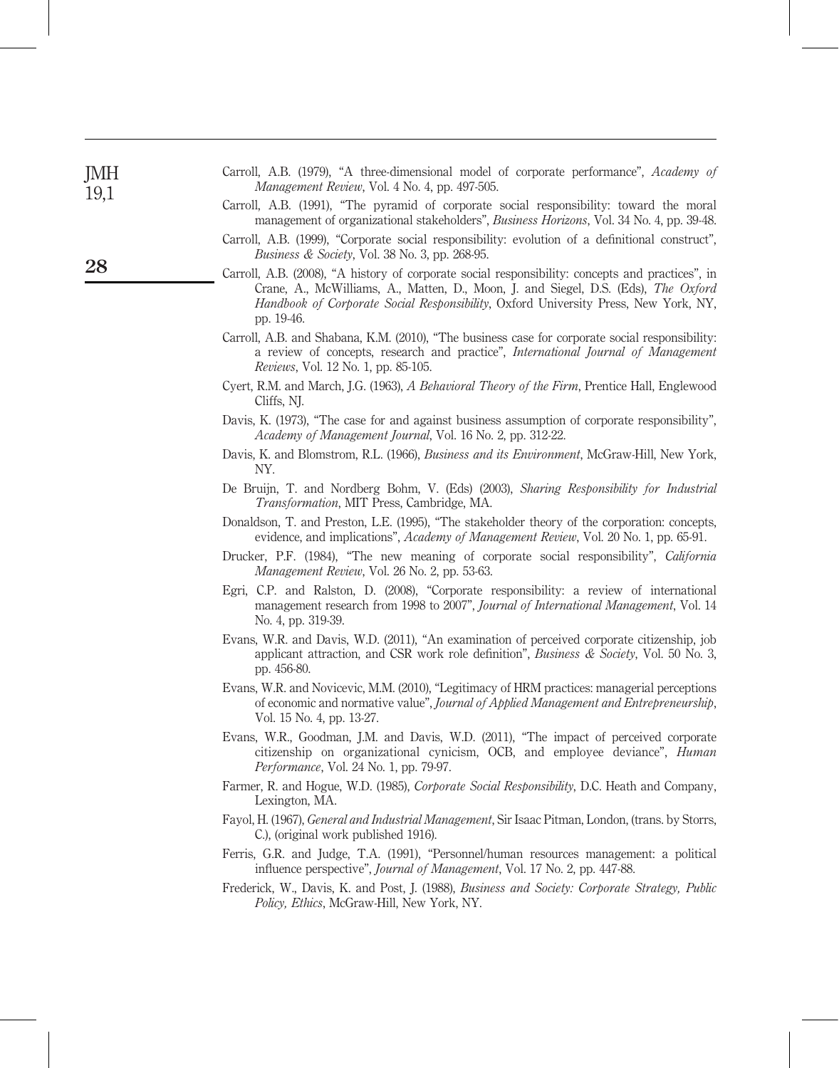Carroll, A.B. (1979), "A three-dimensional model of corporate performance", *Academy of Management Review*, Vol. 4 No. 4, pp. 497-505.

Carroll, A.B. (1991), "The pyramid of corporate social responsibility: toward the moral management of organizational stakeholders", *Business Horizons*, Vol. 34 No. 4, pp. 39-48.

Carroll, A.B. (1999), "Corporate social responsibility: evolution of a definitional construct", *Business & Society*, Vol. 38 No. 3, pp. 268-95.

Carroll, A.B. (2008), "A history of corporate social responsibility: concepts and practices", in Crane, A., McWilliams, A., Matten, D., Moon, J. and Siegel, D.S. (Eds), *The Oxford Handbook of Corporate Social Responsibility*, Oxford University Press, New York, NY, pp. 19-46.

Carroll, A.B. and Shabana, K.M. (2010), "The business case for corporate social responsibility: a review of concepts, research and practice", *International Journal of Management Reviews*, Vol. 12 No. 1, pp. 85-105.

Cyert, R.M. and March, J.G. (1963), *A Behavioral Theory of the Firm*, Prentice Hall, Englewood Cliffs, NJ.

Davis, K. (1973), "The case for and against business assumption of corporate responsibility", *Academy of Management Journal*, Vol. 16 No. 2, pp. 312-22.

Davis, K. and Blomstrom, R.L. (1966), *Business and its Environment*, McGraw-Hill, New York, NY.

De Bruijn, T. and Nordberg Bohm, V. (Eds) (2003), *Sharing Responsibility for Industrial Transformation*, MIT Press, Cambridge, MA.

Donaldson, T. and Preston, L.E. (1995), "The stakeholder theory of the corporation: concepts, evidence, and implications", *Academy of Management Review*, Vol. 20 No. 1, pp. 65-91.

Drucker, P.F. (1984), "The new meaning of corporate social responsibility", *California Management Review*, Vol. 26 No. 2, pp. 53-63.

Egri, C.P. and Ralston, D. (2008), "Corporate responsibility: a review of international management research from 1998 to 2007", *Journal of International Management*, Vol. 14 No. 4, pp. 319-39.

Evans, W.R. and Davis, W.D. (2011), "An examination of perceived corporate citizenship, job applicant attraction, and CSR work role definition", *Business & Society*, Vol. 50 No. 3, pp. 456-80.

Evans, W.R. and Novicevic, M.M. (2010), "Legitimacy of HRM practices: managerial perceptions of economic and normative value", *Journal of Applied Management and Entrepreneurship*, Vol. 15 No. 4, pp. 13-27.

Evans, W.R., Goodman, J.M. and Davis, W.D. (2011), "The impact of perceived corporate citizenship on organizational cynicism, OCB, and employee deviance", *Human Performance*, Vol. 24 No. 1, pp. 79-97.

Farmer, R. and Hogue, W.D. (1985), *Corporate Social Responsibility*, D.C. Heath and Company, Lexington, MA.

Fayol, H. (1967), *General and Industrial Management*, Sir Isaac Pitman, London, (trans. by Storrs, C.), (original work published 1916).

Ferris, G.R. and Judge, T.A. (1991), "Personnel/human resources management: a political influence perspective", *Journal of Management*, Vol. 17 No. 2, pp. 447-88.

Frederick, W., Davis, K. and Post, J. (1988), *Business and Society: Corporate Strategy, Public Policy, Ethics*, McGraw-Hill, New York, NY.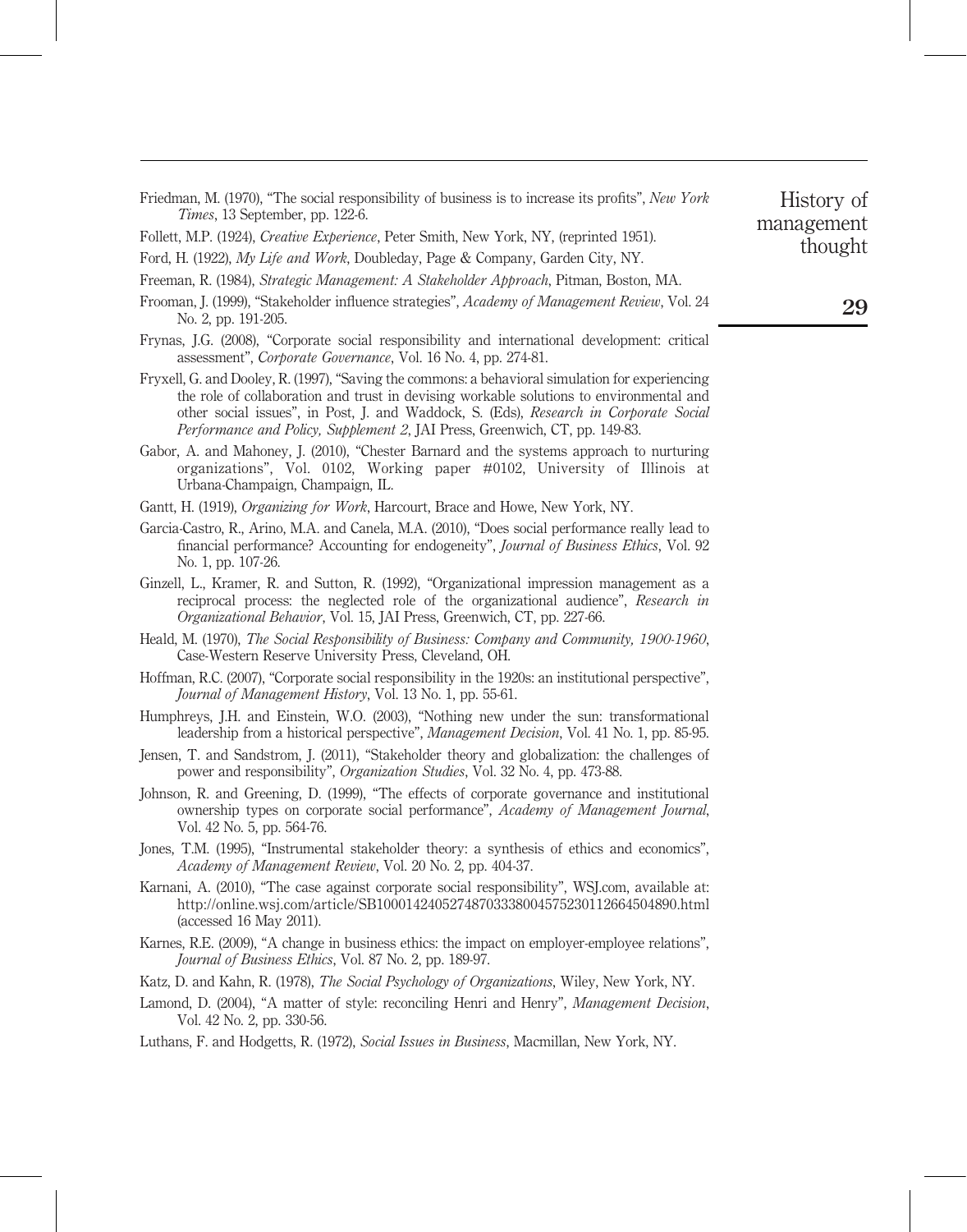Friedman, M. (1970), "The social responsibility of business is to increase its profits", *New York Times*, 13 September, pp. 122-6.

Follett, M.P. (1924), *Creative Experience*, Peter Smith, New York, NY, (reprinted 1951).

Ford, H. (1922), *My Life and Work*, Doubleday, Page & Company, Garden City, NY.

Freeman, R. (1984), *Strategic Management: A Stakeholder Approach*, Pitman, Boston, MA.

Frooman, J. (1999), "Stakeholder influence strategies", *Academy of Management Review*, Vol. 24 No. 2, pp. 191-205.

Frynas, J.G. (2008), "Corporate social responsibility and international development: critical assessment", *Corporate Governance*, Vol. 16 No. 4, pp. 274-81.

Fryxell, G. and Dooley, R. (1997), "Saving the commons: a behavioral simulation for experiencing the role of collaboration and trust in devising workable solutions to environmental and other social issues", in Post, J. and Waddock, S. (Eds), *Research in Corporate Social Performance and Policy, Supplement 2*, JAI Press, Greenwich, CT, pp. 149-83.

Gabor, A. and Mahoney, J. (2010), "Chester Barnard and the systems approach to nurturing organizations", Vol. 0102, Working paper #0102, University of Illinois at Urbana-Champaign, Champaign, IL.

Gantt, H. (1919), *Organizing for Work*, Harcourt, Brace and Howe, New York, NY.

Garcia-Castro, R., Arino, M.A. and Canela, M.A. (2010), "Does social performance really lead to financial performance? Accounting for endogeneity", *Journal of Business Ethics*, Vol. 92 No. 1, pp. 107-26.

Ginzell, L., Kramer, R. and Sutton, R. (1992), "Organizational impression management as a reciprocal process: the neglected role of the organizational audience", *Research in Organizational Behavior*, Vol. 15, JAI Press, Greenwich, CT, pp. 227-66.

Heald, M. (1970), *The Social Responsibility of Business: Company and Community, 1900-1960*, Case-Western Reserve University Press, Cleveland, OH.

Hoffman, R.C. (2007), "Corporate social responsibility in the 1920s: an institutional perspective", *Journal of Management History*, Vol. 13 No. 1, pp. 55-61.

Humphreys, J.H. and Einstein, W.O. (2003), "Nothing new under the sun: transformational leadership from a historical perspective", *Management Decision*, Vol. 41 No. 1, pp. 85-95.

Jensen, T. and Sandstrom, J. (2011), "Stakeholder theory and globalization: the challenges of power and responsibility", *Organization Studies*, Vol. 32 No. 4, pp. 473-88.

Johnson, R. and Greening, D. (1999), "The effects of corporate governance and institutional ownership types on corporate social performance", *Academy of Management Journal*, Vol. 42 No. 5, pp. 564-76.

Jones, T.M. (1995), "Instrumental stakeholder theory: a synthesis of ethics and economics", *Academy of Management Review*, Vol. 20 No. 2, pp. 404-37.

Karnani, A. (2010), "The case against corporate social responsibility", WSJ.com, available at: http://online.wsj.com/article/SB10001424052748703338004575230112664504890.html (accessed 16 May 2011).

Karnes, R.E. (2009), "A change in business ethics: the impact on employer-employee relations", *Journal of Business Ethics*, Vol. 87 No. 2, pp. 189-97.

Katz, D. and Kahn, R. (1978), *The Social Psychology of Organizations*, Wiley, New York, NY.

Lamond, D. (2004), "A matter of style: reconciling Henri and Henry", *Management Decision*, Vol. 42 No. 2, pp. 330-56.

Luthans, F. and Hodgetts, R. (1972), *Social Issues in Business*, Macmillan, New York, NY.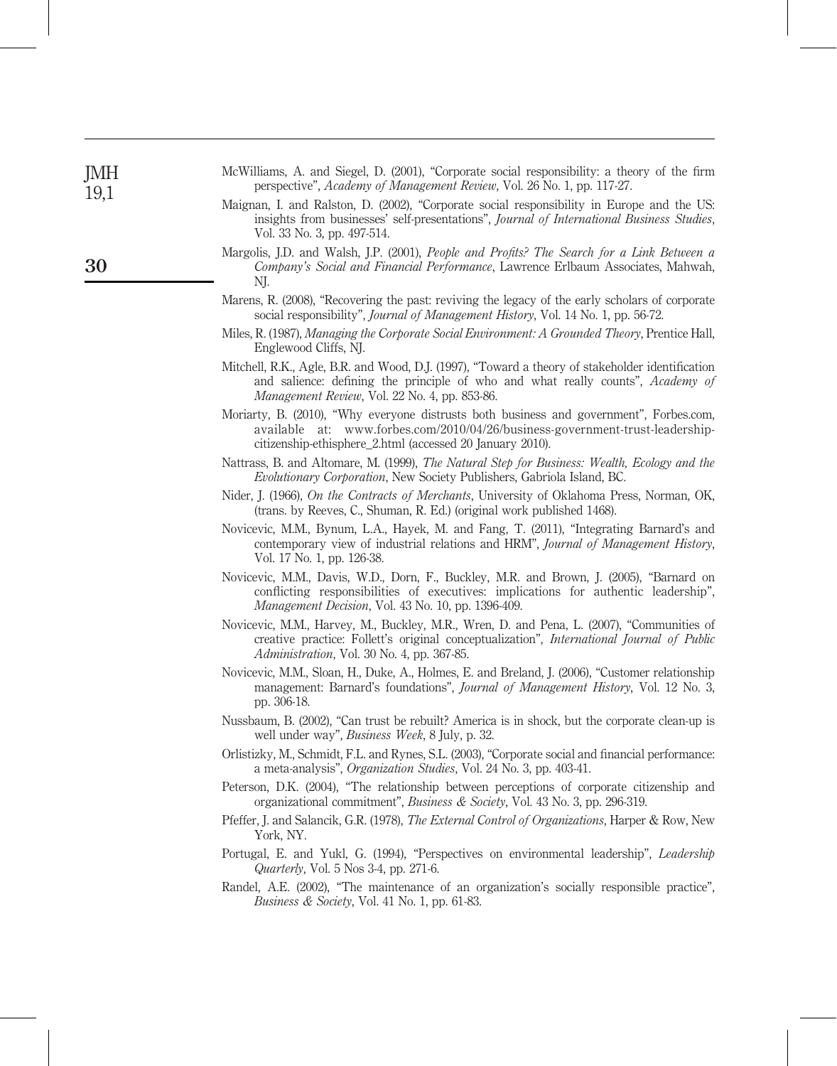McWilliams, A. and Siegel, D. (2001), "Corporate social responsibility: a theory of the firm perspective", *Academy of Management Review*, Vol. 26 No. 1, pp. 117-27.

Maignan, I. and Ralston, D. (2002), "Corporate social responsibility in Europe and the US: insights from businesses' self-presentations", *Journal of International Business Studies*, Vol. 33 No. 3, pp. 497-514.

Margolis, J.D. and Walsh, J.P. (2001), *People and Profits? The Search for a Link Between a Company's Social and Financial Performance*, Lawrence Erlbaum Associates, Mahwah, NJ.

Marens, R. (2008), "Recovering the past: reviving the legacy of the early scholars of corporate social responsibility", *Journal of Management History*, Vol. 14 No. 1, pp. 56-72.

Miles, R. (1987), *Managing the Corporate Social Environment: A Grounded Theory*, Prentice Hall, Englewood Cliffs, NJ.

Mitchell, R.K., Agle, B.R. and Wood, D.J. (1997), "Toward a theory of stakeholder identification and salience: defining the principle of who and what really counts", *Academy of Management Review*, Vol. 22 No. 4, pp. 853-86.

Moriarty, B. (2010), "Why everyone distrusts both business and government", Forbes.com, available at: www.forbes.com/2010/04/26/business-government-trust-leadership-citizenship-ethisphere_2.html (accessed 20 January 2010).

Nattrass, B. and Altomare, M. (1999), *The Natural Step for Business: Wealth, Ecology and the Evolutionary Corporation*, New Society Publishers, Gabriola Island, BC.

Nider, J. (1966), *On the Contracts of Merchants*, University of Oklahoma Press, Norman, OK, (trans. by Reeves, C., Shuman, R. Ed.) (original work published 1468).

Novicevic, M.M., Bynum, L.A., Hayek, M. and Fang, T. (2011), "Integrating Barnard's and contemporary view of industrial relations and HRM", *Journal of Management History*, Vol. 17 No. 1, pp. 126-38.

Novicevic, M.M., Davis, W.D., Dorn, F., Buckley, M.R. and Brown, J. (2005), "Barnard on conflicting responsibilities of executives: implications for authentic leadership", *Management Decision*, Vol. 43 No. 10, pp. 1396-409.

Novicevic, M.M., Harvey, M., Buckley, M.R., Wren, D. and Pena, L. (2007), "Communities of creative practice: Follett's original conceptualization", *International Journal of Public Administration*, Vol. 30 No. 4, pp. 367-85.

Novicevic, M.M., Sloan, H., Duke, A., Holmes, E. and Breland, J. (2006), "Customer relationship management: Barnard's foundations", *Journal of Management History*, Vol. 12 No. 3, pp. 306-18.

Nussbaum, B. (2002), "Can trust be rebuilt? America is in shock, but the corporate clean-up is well under way", *Business Week*, 8 July, p. 32.

Orlistizky, M., Schmidt, F.L. and Rynes, S.L. (2003), "Corporate social and financial performance: a meta-analysis", *Organization Studies*, Vol. 24 No. 3, pp. 403-41.

Peterson, D.K. (2004), "The relationship between perceptions of corporate citizenship and organizational commitment", *Business & Society*, Vol. 43 No. 3, pp. 296-319.

Pfeffer, J. and Salancik, G.R. (1978), *The External Control of Organizations*, Harper & Row, New York, NY.

Portugal, E. and Yukl, G. (1994), "Perspectives on environmental leadership", *Leadership Quarterly*, Vol. 5 Nos 3-4, pp. 271-6.

Randel, A.E. (2002), "The maintenance of an organization's socially responsible practice", *Business & Society*, Vol. 41 No. 1, pp. 61-83.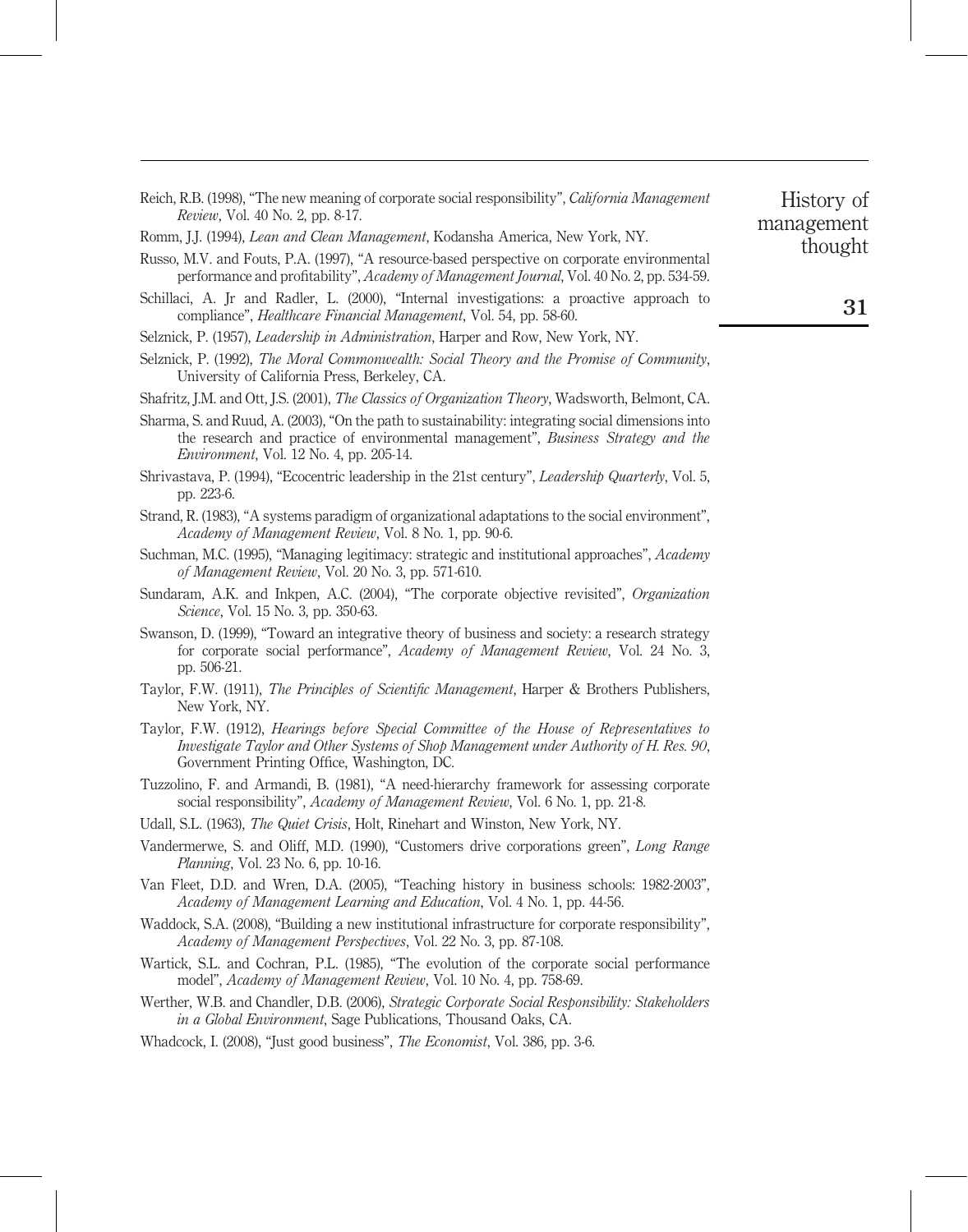Reich, R.B. (1998), "The new meaning of corporate social responsibility", *California Management Review*, Vol. 40 No. 2, pp. 8-17.

Romm, J.J. (1994), *Lean and Clean Management*, Kodansha America, New York, NY.

Russo, M.V. and Fouts, P.A. (1997), "A resource-based perspective on corporate environmental performance and profitability", *Academy of Management Journal*, Vol. 40 No. 2, pp. 534-59.

Schillaci, A. Jr and Radler, L. (2000), "Internal investigations: a proactive approach to compliance", *Healthcare Financial Management*, Vol. 54, pp. 58-60.

Selznick, P. (1957), *Leadership in Administration*, Harper and Row, New York, NY.

Selznick, P. (1992), *The Moral Commonwealth: Social Theory and the Promise of Community*, University of California Press, Berkeley, CA.

Shafritz, J.M. and Ott, J.S. (2001), *The Classics of Organization Theory*, Wadsworth, Belmont, CA.

Sharma, S. and Ruud, A. (2003), "On the path to sustainability: integrating social dimensions into the research and practice of environmental management", *Business Strategy and the Environment*, Vol. 12 No. 4, pp. 205-14.

Shrivastava, P. (1994), "Ecocentric leadership in the 21st century", *Leadership Quarterly*, Vol. 5, pp. 223-6.

Strand, R. (1983), "A systems paradigm of organizational adaptations to the social environment", *Academy of Management Review*, Vol. 8 No. 1, pp. 90-6.

Suchman, M.C. (1995), "Managing legitimacy: strategic and institutional approaches", *Academy of Management Review*, Vol. 20 No. 3, pp. 571-610.

Sundaram, A.K. and Inkpen, A.C. (2004), "The corporate objective revisited", *Organization Science*, Vol. 15 No. 3, pp. 350-63.

Swanson, D. (1999), "Toward an integrative theory of business and society: a research strategy for corporate social performance", *Academy of Management Review*, Vol. 24 No. 3, pp. 506-21.

Taylor, F.W. (1911), *The Principles of Scientific Management*, Harper & Brothers Publishers, New York, NY.

Taylor, F.W. (1912), *Hearings before Special Committee of the House of Representatives to Investigate Taylor and Other Systems of Shop Management under Authority of H. Res. 90*, Government Printing Office, Washington, DC.

Tuzzolino, F. and Armandi, B. (1981), "A need-hierarchy framework for assessing corporate social responsibility", *Academy of Management Review*, Vol. 6 No. 1, pp. 21-8.

Udall, S.L. (1963), *The Quiet Crisis*, Holt, Rinehart and Winston, New York, NY.

Vandermerwe, S. and Oliff, M.D. (1990), "Customers drive corporations green", *Long Range Planning*, Vol. 23 No. 6, pp. 10-16.

Van Fleet, D.D. and Wren, D.A. (2005), "Teaching history in business schools: 1982-2003", *Academy of Management Learning and Education*, Vol. 4 No. 1, pp. 44-56.

Waddock, S.A. (2008), "Building a new institutional infrastructure for corporate responsibility", *Academy of Management Perspectives*, Vol. 22 No. 3, pp. 87-108.

Wartick, S.L. and Cochran, P.L. (1985), "The evolution of the corporate social performance model", *Academy of Management Review*, Vol. 10 No. 4, pp. 758-69.

Werther, W.B. and Chandler, D.B. (2006), *Strategic Corporate Social Responsibility: Stakeholders in a Global Environment*, Sage Publications, Thousand Oaks, CA.

Whadcock, I. (2008), "Just good business", *The Economist*, Vol. 386, pp. 3-6.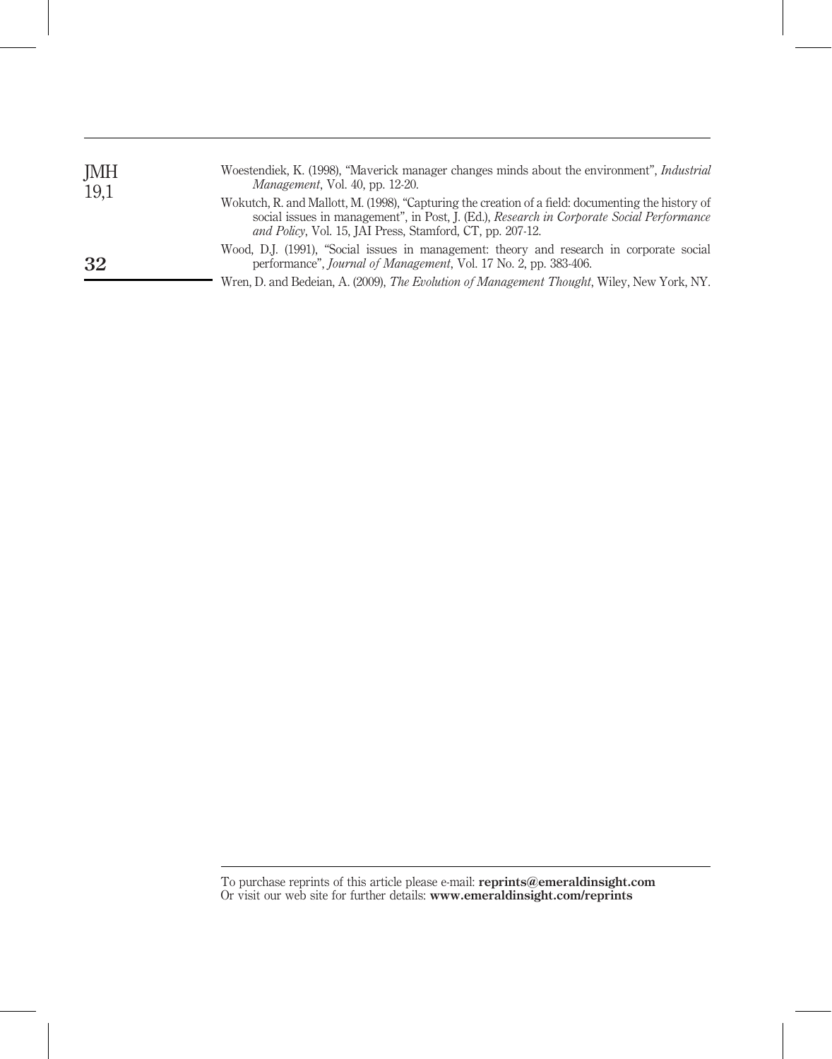Woestendiek, K. (1998), "Maverick manager changes minds about the environment", *Industrial Management*, Vol. 40, pp. 12-20.

Wokutch, R. and Mallott, M. (1998), "Capturing the creation of a field: documenting the history of social issues in management", in Post, J. (Ed.), *Research in Corporate Social Performance and Policy*, Vol. 15, JAI Press, Stamford, CT, pp. 207-12.

Wood, D.J. (1991), "Social issues in management: theory and research in corporate social performance", *Journal of Management*, Vol. 17 No. 2, pp. 383-406.

Wren, D. and Bedeian, A. (2009), *The Evolution of Management Thought*, Wiley, New York, NY.

To purchase reprints of this article please e-mail: **reprints@emeraldinsight.com**
Or visit our web site for further details: **www.emeraldinsight.com/reprints**